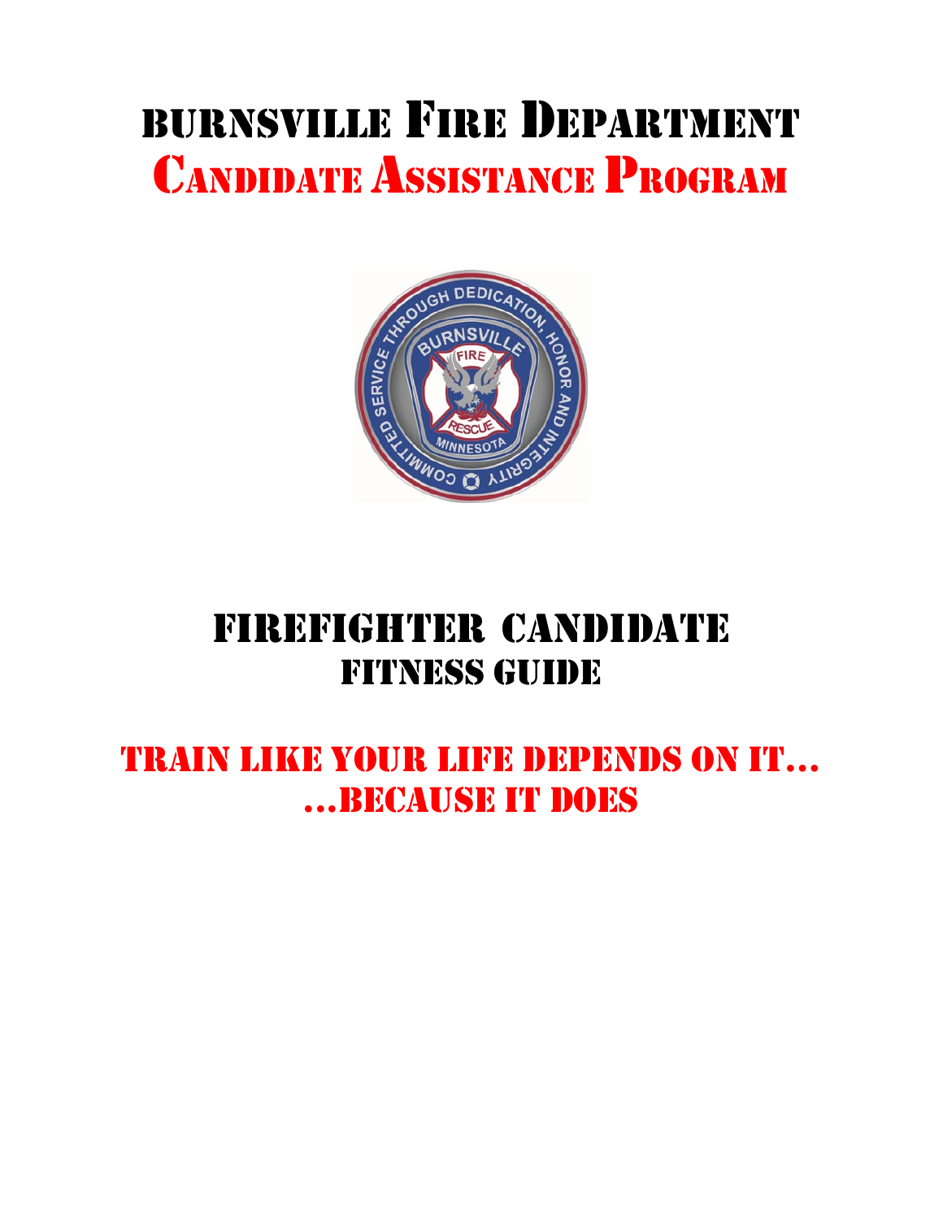# Burnsville Fire Department
# Candidate Assistance Program

# Firefighter Candidate
## Fitness Guide

## Train Like Your Life Depends On It…
## …Because It Does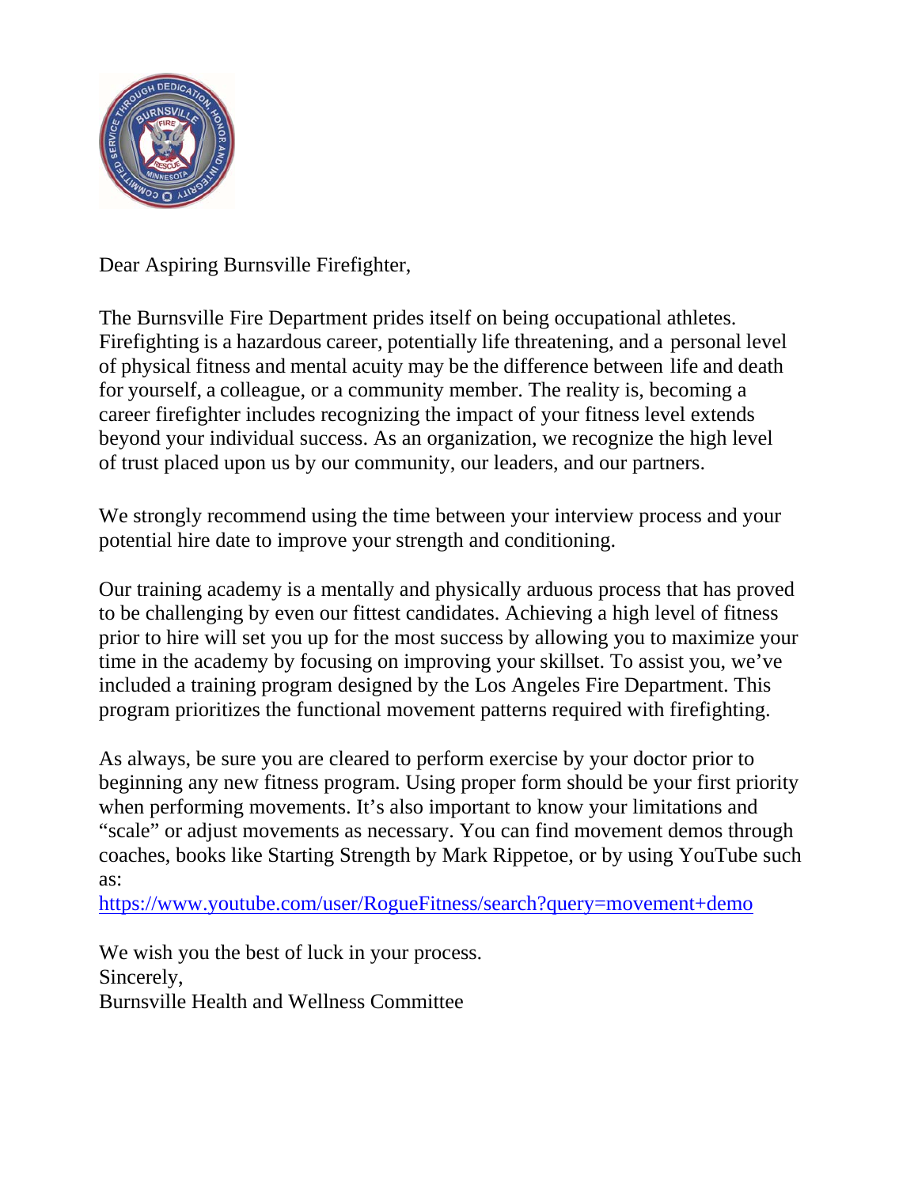Dear Aspiring Burnsville Firefighter,

The Burnsville Fire Department prides itself on being occupational athletes. Firefighting is a hazardous career, potentially life threatening, and a personal level of physical fitness and mental acuity may be the difference between life and death for yourself, a colleague, or a community member. The reality is, becoming a career firefighter includes recognizing the impact of your fitness level extends beyond your individual success. As an organization, we recognize the high level of trust placed upon us by our community, our leaders, and our partners.

We strongly recommend using the time between your interview process and your potential hire date to improve your strength and conditioning.

Our training academy is a mentally and physically arduous process that has proved to be challenging by even our fittest candidates. Achieving a high level of fitness prior to hire will set you up for the most success by allowing you to maximize your time in the academy by focusing on improving your skillset. To assist you, we've included a training program designed by the Los Angeles Fire Department. This program prioritizes the functional movement patterns required with firefighting.

As always, be sure you are cleared to perform exercise by your doctor prior to beginning any new fitness program. Using proper form should be your first priority when performing movements. It's also important to know your limitations and "scale" or adjust movements as necessary. You can find movement demos through coaches, books like Starting Strength by Mark Rippetoe, or by using YouTube such as:
https://www.youtube.com/user/RogueFitness/search?query=movement+demo

We wish you the best of luck in your process.
Sincerely,
Burnsville Health and Wellness Committee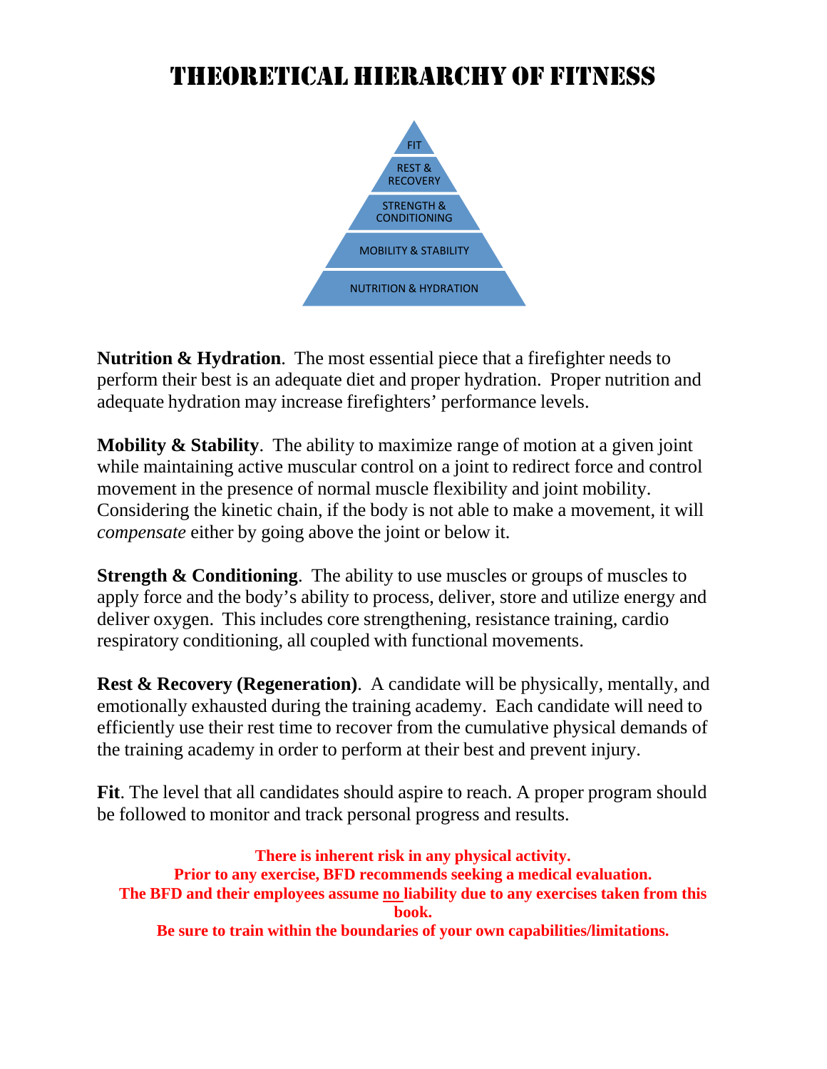# THEORETICAL HIERARCHY OF FITNESS

- FIT
- REST & RECOVERY
- STRENGTH & CONDITIONING
- MOBILITY & STABILITY
- NUTRITION & HYDRATION

**Nutrition & Hydration**. The most essential piece that a firefighter needs to perform their best is an adequate diet and proper hydration. Proper nutrition and adequate hydration may increase firefighters' performance levels.

**Mobility & Stability**. The ability to maximize range of motion at a given joint while maintaining active muscular control on a joint to redirect force and control movement in the presence of normal muscle flexibility and joint mobility. Considering the kinetic chain, if the body is not able to make a movement, it will *compensate* either by going above the joint or below it.

**Strength & Conditioning**. The ability to use muscles or groups of muscles to apply force and the body's ability to process, deliver, store and utilize energy and deliver oxygen. This includes core strengthening, resistance training, cardio respiratory conditioning, all coupled with functional movements.

**Rest & Recovery (Regeneration)**. A candidate will be physically, mentally, and emotionally exhausted during the training academy. Each candidate will need to efficiently use their rest time to recover from the cumulative physical demands of the training academy in order to perform at their best and prevent injury.

**Fit**. The level that all candidates should aspire to reach. A proper program should be followed to monitor and track personal progress and results.

**There is inherent risk in any physical activity.**
**Prior to any exercise, BFD recommends seeking a medical evaluation.**
**The BFD and their employees assume no liability due to any exercises taken from this book.**
**Be sure to train within the boundaries of your own capabilities/limitations.**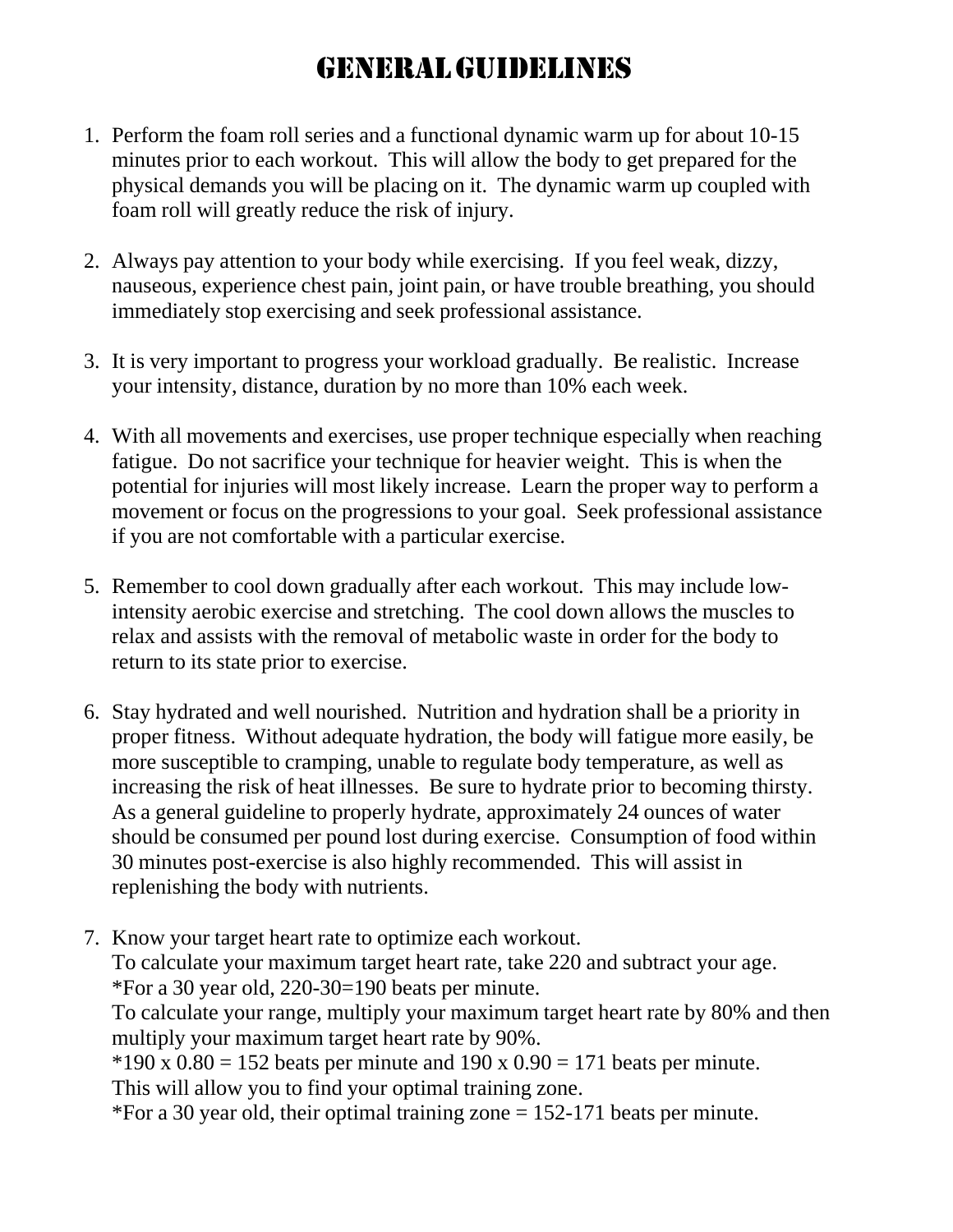# General Guidelines

1. Perform the foam roll series and a functional dynamic warm up for about 10-15 minutes prior to each workout. This will allow the body to get prepared for the physical demands you will be placing on it. The dynamic warm up coupled with foam roll will greatly reduce the risk of injury.

2. Always pay attention to your body while exercising. If you feel weak, dizzy, nauseous, experience chest pain, joint pain, or have trouble breathing, you should immediately stop exercising and seek professional assistance.

3. It is very important to progress your workload gradually. Be realistic. Increase your intensity, distance, duration by no more than 10% each week.

4. With all movements and exercises, use proper technique especially when reaching fatigue. Do not sacrifice your technique for heavier weight. This is when the potential for injuries will most likely increase. Learn the proper way to perform a movement or focus on the progressions to your goal. Seek professional assistance if you are not comfortable with a particular exercise.

5. Remember to cool down gradually after each workout. This may include low-intensity aerobic exercise and stretching. The cool down allows the muscles to relax and assists with the removal of metabolic waste in order for the body to return to its state prior to exercise.

6. Stay hydrated and well nourished. Nutrition and hydration shall be a priority in proper fitness. Without adequate hydration, the body will fatigue more easily, be more susceptible to cramping, unable to regulate body temperature, as well as increasing the risk of heat illnesses. Be sure to hydrate prior to becoming thirsty. As a general guideline to properly hydrate, approximately 24 ounces of water should be consumed per pound lost during exercise. Consumption of food within 30 minutes post-exercise is also highly recommended. This will assist in replenishing the body with nutrients.

7. Know your target heart rate to optimize each workout.
   To calculate your maximum target heart rate, take 220 and subtract your age.
   *For a 30 year old, 220-30=190 beats per minute.
   To calculate your range, multiply your maximum target heart rate by 80% and then multiply your maximum target heart rate by 90%.
   *190 x 0.80 = 152 beats per minute and 190 x 0.90 = 171 beats per minute.
   This will allow you to find your optimal training zone.
   *For a 30 year old, their optimal training zone = 152-171 beats per minute.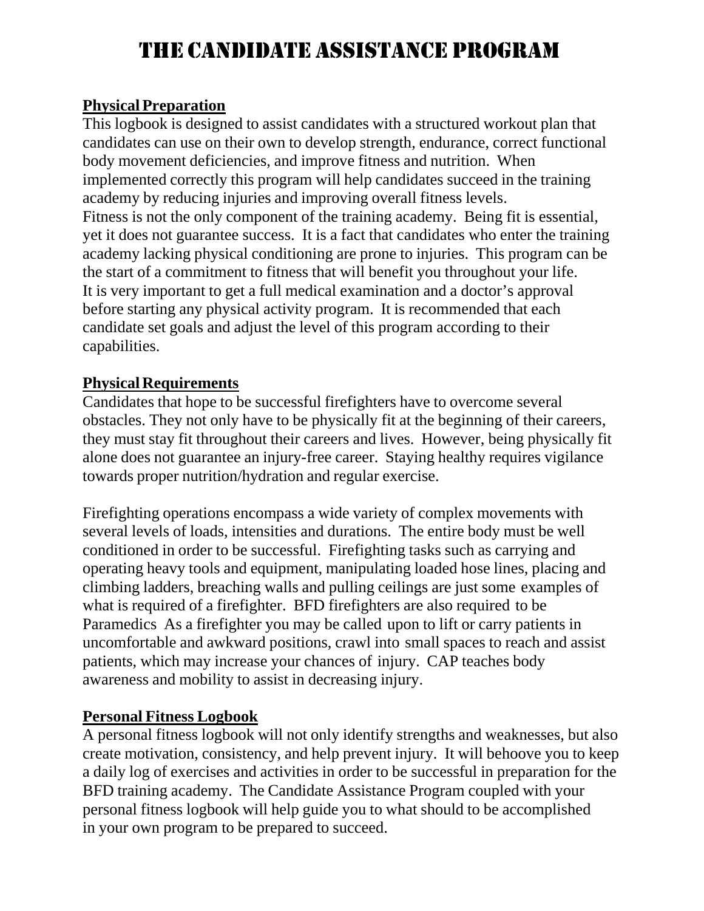# THE CANDIDATE ASSISTANCE PROGRAM

**Physical Preparation**

This logbook is designed to assist candidates with a structured workout plan that candidates can use on their own to develop strength, endurance, correct functional body movement deficiencies, and improve fitness and nutrition. When implemented correctly this program will help candidates succeed in the training academy by reducing injuries and improving overall fitness levels.
Fitness is not the only component of the training academy. Being fit is essential, yet it does not guarantee success. It is a fact that candidates who enter the training academy lacking physical conditioning are prone to injuries. This program can be the start of a commitment to fitness that will benefit you throughout your life.
It is very important to get a full medical examination and a doctor's approval before starting any physical activity program. It is recommended that each candidate set goals and adjust the level of this program according to their capabilities.

**Physical Requirements**

Candidates that hope to be successful firefighters have to overcome several obstacles. They not only have to be physically fit at the beginning of their careers, they must stay fit throughout their careers and lives. However, being physically fit alone does not guarantee an injury-free career. Staying healthy requires vigilance towards proper nutrition/hydration and regular exercise.

Firefighting operations encompass a wide variety of complex movements with several levels of loads, intensities and durations. The entire body must be well conditioned in order to be successful. Firefighting tasks such as carrying and operating heavy tools and equipment, manipulating loaded hose lines, placing and climbing ladders, breaching walls and pulling ceilings are just some examples of what is required of a firefighter. BFD firefighters are also required to be Paramedics As a firefighter you may be called upon to lift or carry patients in uncomfortable and awkward positions, crawl into small spaces to reach and assist patients, which may increase your chances of injury. CAP teaches body awareness and mobility to assist in decreasing injury.

**Personal Fitness Logbook**

A personal fitness logbook will not only identify strengths and weaknesses, but also create motivation, consistency, and help prevent injury. It will behoove you to keep a daily log of exercises and activities in order to be successful in preparation for the BFD training academy. The Candidate Assistance Program coupled with your personal fitness logbook will help guide you to what should to be accomplished in your own program to be prepared to succeed.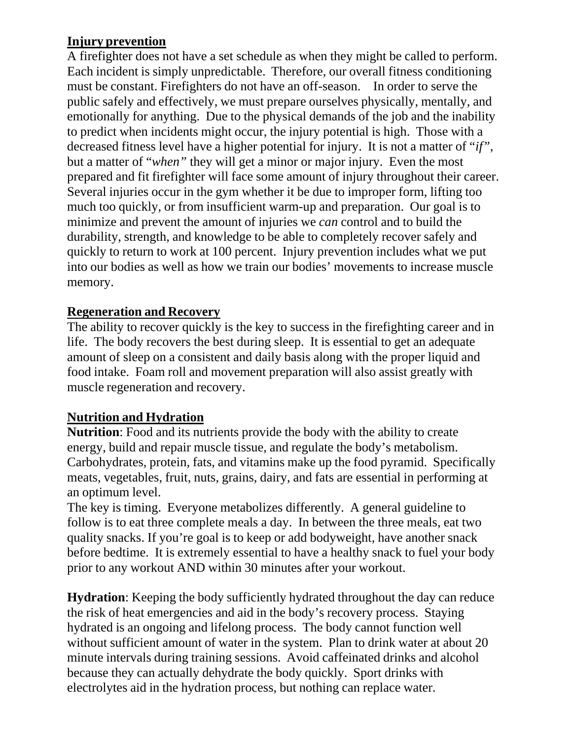## Injury prevention

A firefighter does not have a set schedule as when they might be called to perform. Each incident is simply unpredictable. Therefore, our overall fitness conditioning must be constant. Firefighters do not have an off-season. In order to serve the public safely and effectively, we must prepare ourselves physically, mentally, and emotionally for anything. Due to the physical demands of the job and the inability to predict when incidents might occur, the injury potential is high. Those with a decreased fitness level have a higher potential for injury. It is not a matter of "*if*", but a matter of "*when"* they will get a minor or major injury. Even the most prepared and fit firefighter will face some amount of injury throughout their career. Several injuries occur in the gym whether it be due to improper form, lifting too much too quickly, or from insufficient warm-up and preparation. Our goal is to minimize and prevent the amount of injuries we *can* control and to build the durability, strength, and knowledge to be able to completely recover safely and quickly to return to work at 100 percent. Injury prevention includes what we put into our bodies as well as how we train our bodies' movements to increase muscle memory.

## Regeneration and Recovery

The ability to recover quickly is the key to success in the firefighting career and in life. The body recovers the best during sleep. It is essential to get an adequate amount of sleep on a consistent and daily basis along with the proper liquid and food intake. Foam roll and movement preparation will also assist greatly with muscle regeneration and recovery.

## Nutrition and Hydration

**Nutrition**: Food and its nutrients provide the body with the ability to create energy, build and repair muscle tissue, and regulate the body's metabolism. Carbohydrates, protein, fats, and vitamins make up the food pyramid. Specifically meats, vegetables, fruit, nuts, grains, dairy, and fats are essential in performing at an optimum level.

The key is timing. Everyone metabolizes differently. A general guideline to follow is to eat three complete meals a day. In between the three meals, eat two quality snacks. If you're goal is to keep or add bodyweight, have another snack before bedtime. It is extremely essential to have a healthy snack to fuel your body prior to any workout AND within 30 minutes after your workout.

**Hydration**: Keeping the body sufficiently hydrated throughout the day can reduce the risk of heat emergencies and aid in the body's recovery process. Staying hydrated is an ongoing and lifelong process. The body cannot function well without sufficient amount of water in the system. Plan to drink water at about 20 minute intervals during training sessions. Avoid caffeinated drinks and alcohol because they can actually dehydrate the body quickly. Sport drinks with electrolytes aid in the hydration process, but nothing can replace water.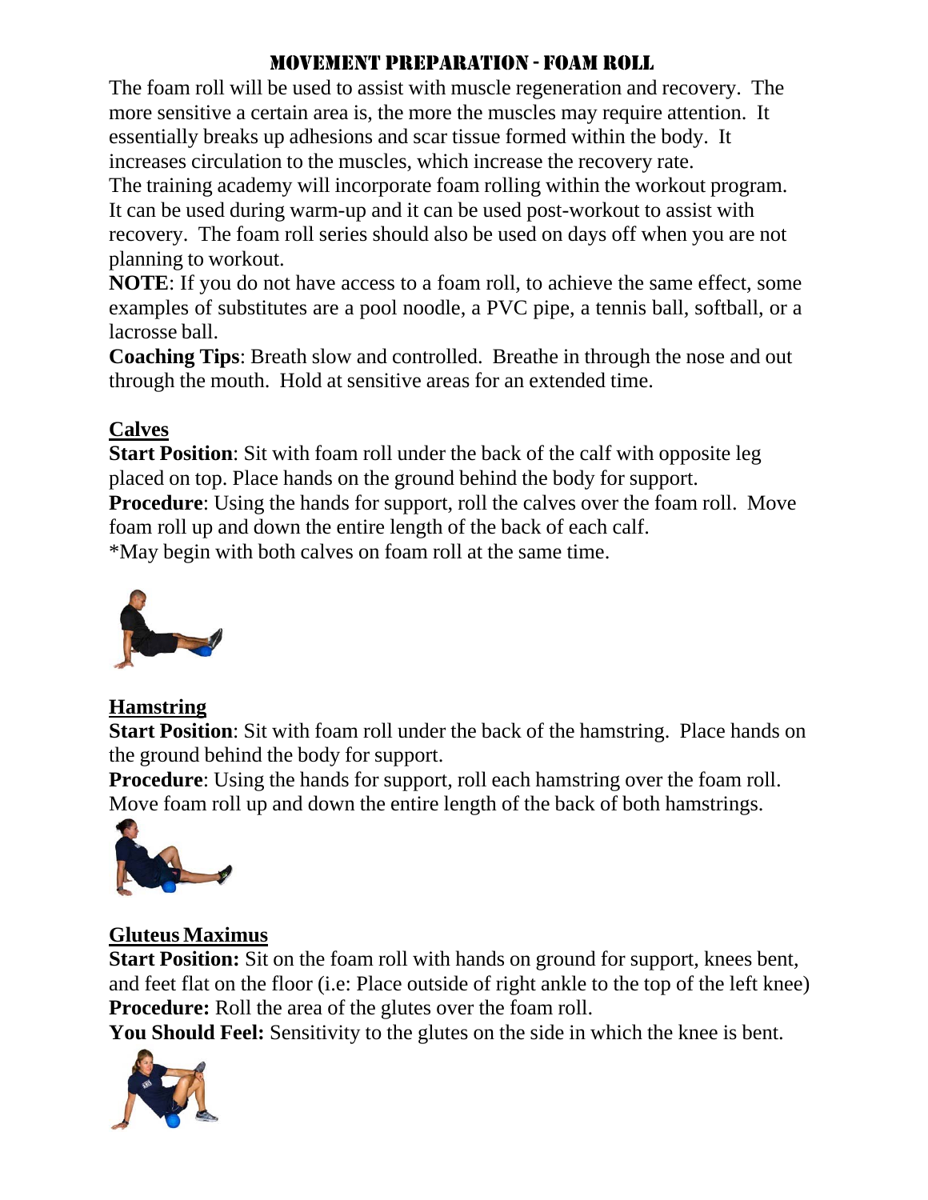# MOVEMENT PREPARATION - FOAM ROLL

The foam roll will be used to assist with muscle regeneration and recovery. The more sensitive a certain area is, the more the muscles may require attention. It essentially breaks up adhesions and scar tissue formed within the body. It increases circulation to the muscles, which increase the recovery rate.

The training academy will incorporate foam rolling within the workout program. It can be used during warm-up and it can be used post-workout to assist with recovery. The foam roll series should also be used on days off when you are not planning to workout.

**NOTE**: If you do not have access to a foam roll, to achieve the same effect, some examples of substitutes are a pool noodle, a PVC pipe, a tennis ball, softball, or a lacrosse ball.

**Coaching Tips**: Breath slow and controlled. Breathe in through the nose and out through the mouth. Hold at sensitive areas for an extended time.

## Calves

**Start Position**: Sit with foam roll under the back of the calf with opposite leg placed on top. Place hands on the ground behind the body for support.

**Procedure**: Using the hands for support, roll the calves over the foam roll. Move foam roll up and down the entire length of the back of each calf.

*May begin with both calves on foam roll at the same time.

## Hamstring

**Start Position**: Sit with foam roll under the back of the hamstring. Place hands on the ground behind the body for support.

**Procedure**: Using the hands for support, roll each hamstring over the foam roll. Move foam roll up and down the entire length of the back of both hamstrings.

## Gluteus Maximus

**Start Position:** Sit on the foam roll with hands on ground for support, knees bent, and feet flat on the floor (i.e: Place outside of right ankle to the top of the left knee)

**Procedure:** Roll the area of the glutes over the foam roll.

**You Should Feel:** Sensitivity to the glutes on the side in which the knee is bent.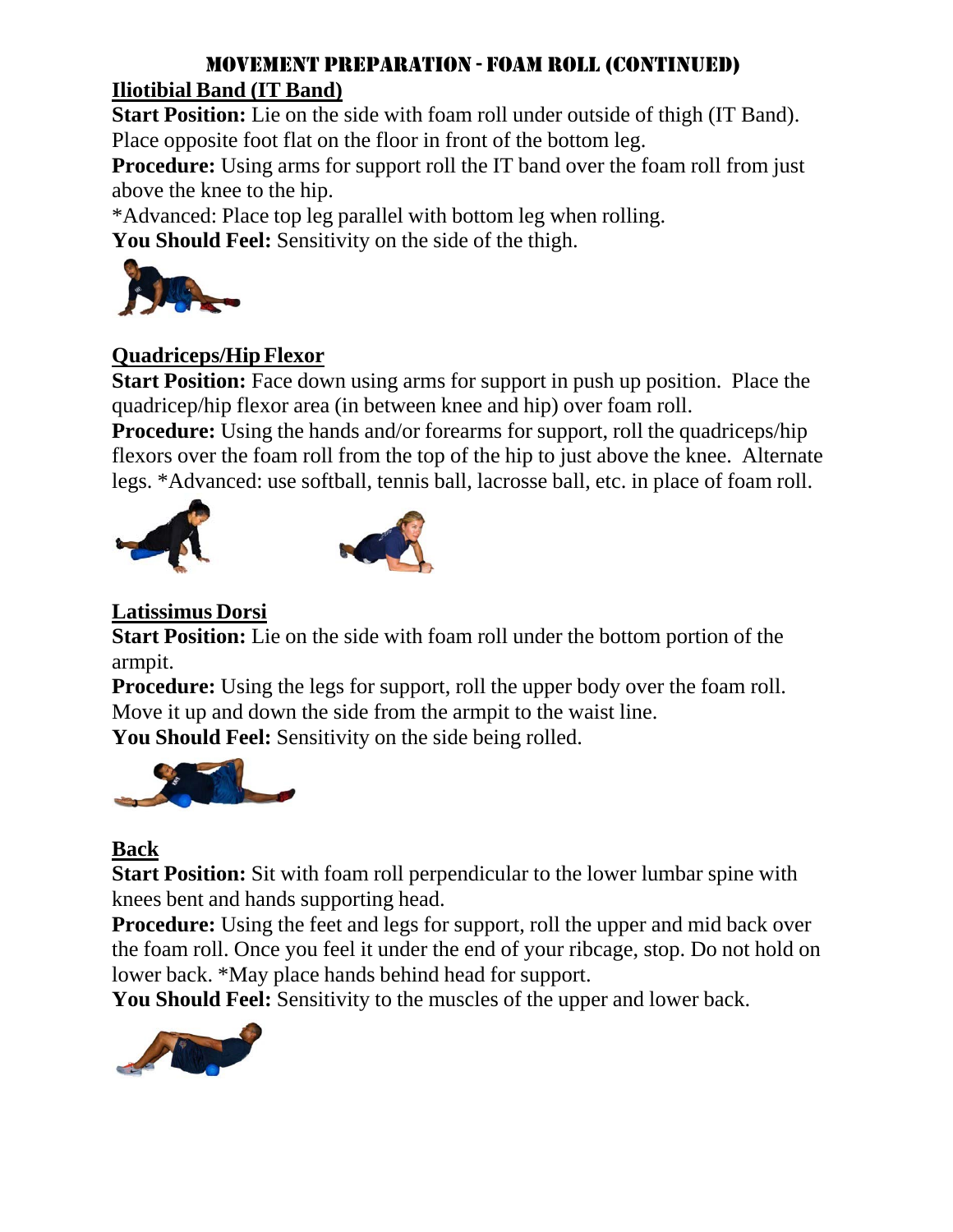# MOVEMENT PREPARATION - FOAM ROLL (CONTINUED)

## Iliotibial Band (IT Band)

**Start Position:** Lie on the side with foam roll under outside of thigh (IT Band). Place opposite foot flat on the floor in front of the bottom leg.

**Procedure:** Using arms for support roll the IT band over the foam roll from just above the knee to the hip.

*Advanced: Place top leg parallel with bottom leg when rolling.

**You Should Feel:** Sensitivity on the side of the thigh.

## Quadriceps/Hip Flexor

**Start Position:** Face down using arms for support in push up position. Place the quadricep/hip flexor area (in between knee and hip) over foam roll.

**Procedure:** Using the hands and/or forearms for support, roll the quadriceps/hip flexors over the foam roll from the top of the hip to just above the knee. Alternate legs. *Advanced: use softball, tennis ball, lacrosse ball, etc. in place of foam roll.

## Latissimus Dorsi

**Start Position:** Lie on the side with foam roll under the bottom portion of the armpit.

**Procedure:** Using the legs for support, roll the upper body over the foam roll. Move it up and down the side from the armpit to the waist line.

**You Should Feel:** Sensitivity on the side being rolled.

## Back

**Start Position:** Sit with foam roll perpendicular to the lower lumbar spine with knees bent and hands supporting head.

**Procedure:** Using the feet and legs for support, roll the upper and mid back over the foam roll. Once you feel it under the end of your ribcage, stop. Do not hold on lower back. *May place hands behind head for support.

**You Should Feel:** Sensitivity to the muscles of the upper and lower back.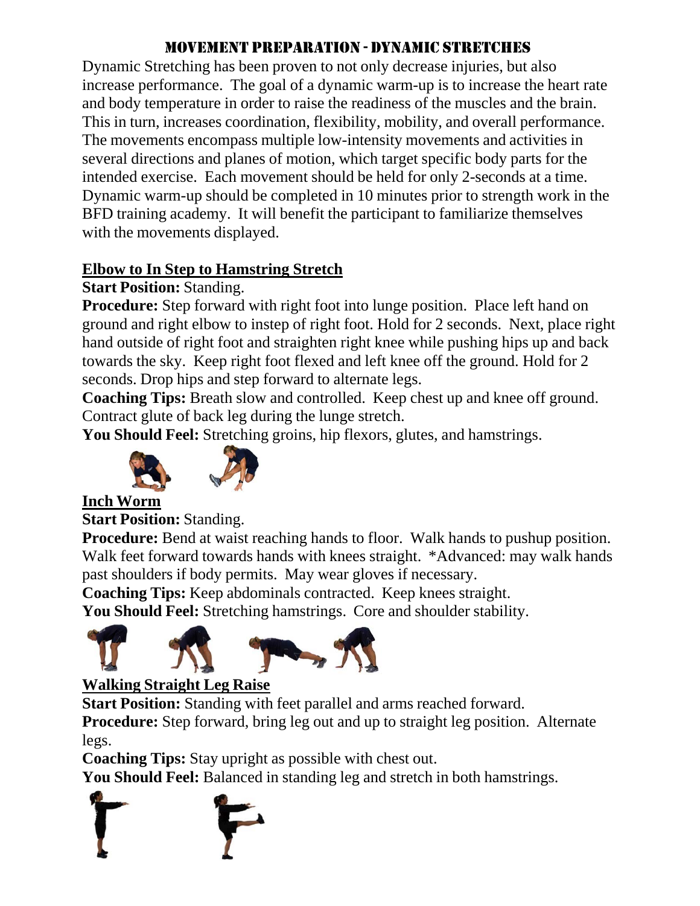# Movement Preparation - Dynamic Stretches

Dynamic Stretching has been proven to not only decrease injuries, but also increase performance. The goal of a dynamic warm-up is to increase the heart rate and body temperature in order to raise the readiness of the muscles and the brain. This in turn, increases coordination, flexibility, mobility, and overall performance. The movements encompass multiple low-intensity movements and activities in several directions and planes of motion, which target specific body parts for the intended exercise. Each movement should be held for only 2-seconds at a time. Dynamic warm-up should be completed in 10 minutes prior to strength work in the BFD training academy. It will benefit the participant to familiarize themselves with the movements displayed.

## Elbow to In Step to Hamstring Stretch

**Start Position:** Standing.

**Procedure:** Step forward with right foot into lunge position. Place left hand on ground and right elbow to instep of right foot. Hold for 2 seconds. Next, place right hand outside of right foot and straighten right knee while pushing hips up and back towards the sky. Keep right foot flexed and left knee off the ground. Hold for 2 seconds. Drop hips and step forward to alternate legs.

**Coaching Tips:** Breath slow and controlled. Keep chest up and knee off ground. Contract glute of back leg during the lunge stretch.

**You Should Feel:** Stretching groins, hip flexors, glutes, and hamstrings.

## Inch Worm

**Start Position:** Standing.

**Procedure:** Bend at waist reaching hands to floor. Walk hands to pushup position. Walk feet forward towards hands with knees straight. *Advanced: may walk hands past shoulders if body permits. May wear gloves if necessary.

**Coaching Tips:** Keep abdominals contracted. Keep knees straight.

**You Should Feel:** Stretching hamstrings. Core and shoulder stability.

## Walking Straight Leg Raise

**Start Position:** Standing with feet parallel and arms reached forward.

**Procedure:** Step forward, bring leg out and up to straight leg position. Alternate legs.

**Coaching Tips:** Stay upright as possible with chest out.

**You Should Feel:** Balanced in standing leg and stretch in both hamstrings.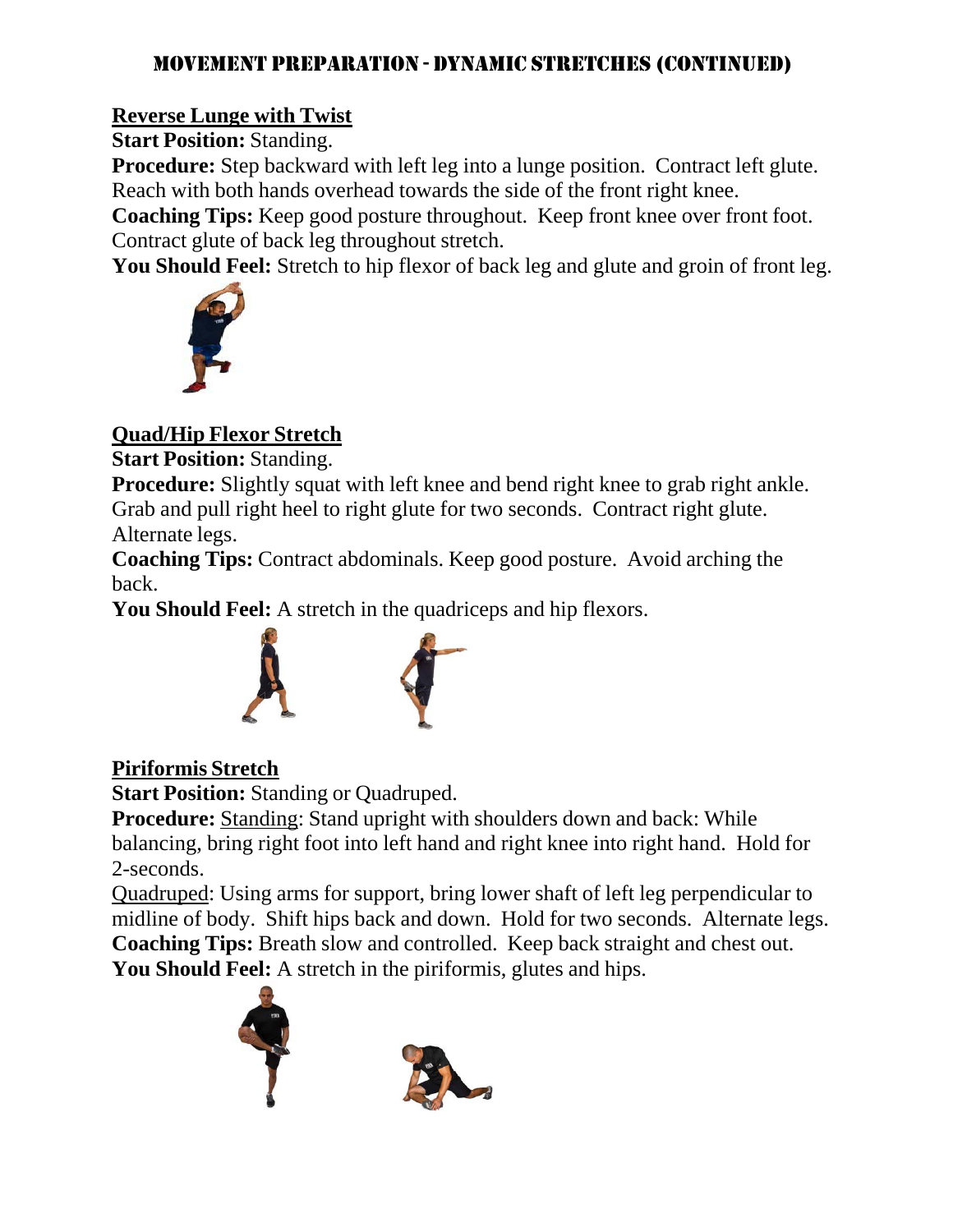# Movement Preparation - Dynamic Stretches (Continued)

**Reverse Lunge with Twist**

**Start Position:** Standing.

**Procedure:** Step backward with left leg into a lunge position. Contract left glute. Reach with both hands overhead towards the side of the front right knee.

**Coaching Tips:** Keep good posture throughout. Keep front knee over front foot. Contract glute of back leg throughout stretch.

**You Should Feel:** Stretch to hip flexor of back leg and glute and groin of front leg.

**Quad/Hip Flexor Stretch**

**Start Position:** Standing.

**Procedure:** Slightly squat with left knee and bend right knee to grab right ankle. Grab and pull right heel to right glute for two seconds. Contract right glute. Alternate legs.

**Coaching Tips:** Contract abdominals. Keep good posture. Avoid arching the back.

**You Should Feel:** A stretch in the quadriceps and hip flexors.

**Piriformis Stretch**

**Start Position:** Standing or Quadruped.

**Procedure:** Standing: Stand upright with shoulders down and back: While balancing, bring right foot into left hand and right knee into right hand. Hold for 2-seconds.

Quadruped: Using arms for support, bring lower shaft of left leg perpendicular to midline of body. Shift hips back and down. Hold for two seconds. Alternate legs.

**Coaching Tips:** Breath slow and controlled. Keep back straight and chest out.

**You Should Feel:** A stretch in the piriformis, glutes and hips.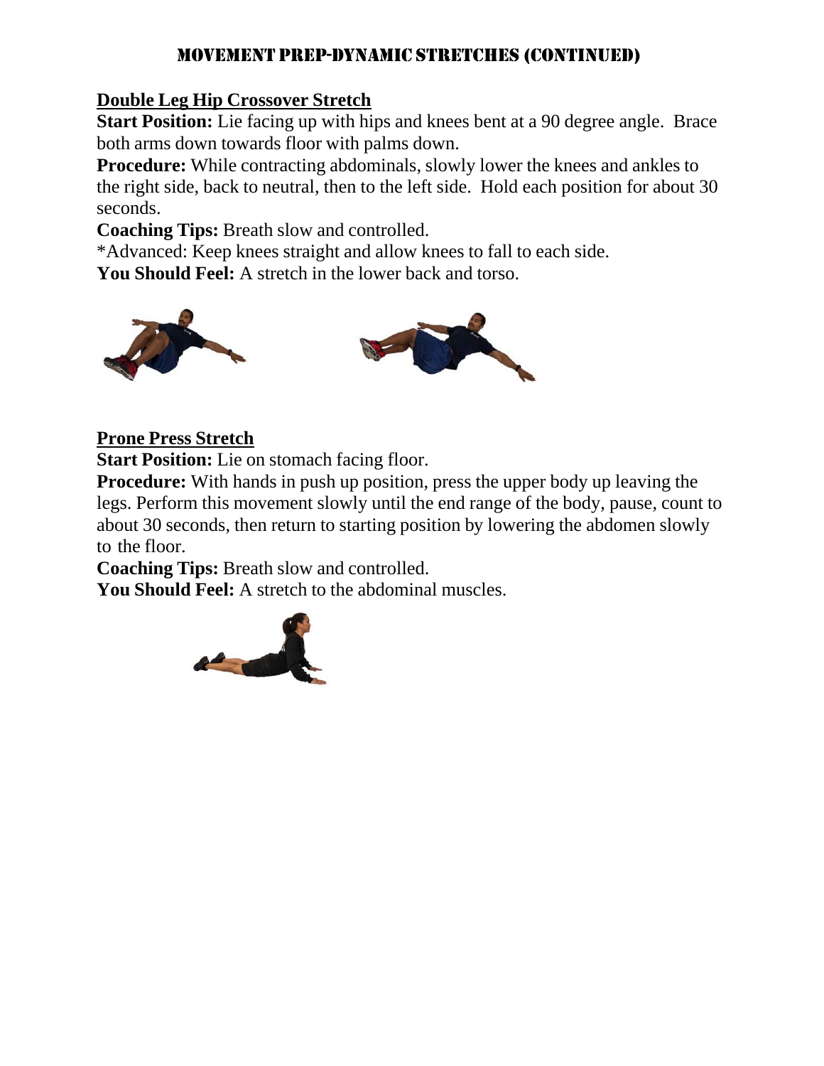# MOVEMENT PREP-DYNAMIC STRETCHES (CONTINUED)

## Double Leg Hip Crossover Stretch

**Start Position:** Lie facing up with hips and knees bent at a 90 degree angle. Brace both arms down towards floor with palms down.

**Procedure:** While contracting abdominals, slowly lower the knees and ankles to the right side, back to neutral, then to the left side. Hold each position for about 30 seconds.

**Coaching Tips:** Breath slow and controlled.

*Advanced: Keep knees straight and allow knees to fall to each side.

**You Should Feel:** A stretch in the lower back and torso.

## Prone Press Stretch

**Start Position:** Lie on stomach facing floor.

**Procedure:** With hands in push up position, press the upper body up leaving the legs. Perform this movement slowly until the end range of the body, pause, count to about 30 seconds, then return to starting position by lowering the abdomen slowly to the floor.

**Coaching Tips:** Breath slow and controlled.

**You Should Feel:** A stretch to the abdominal muscles.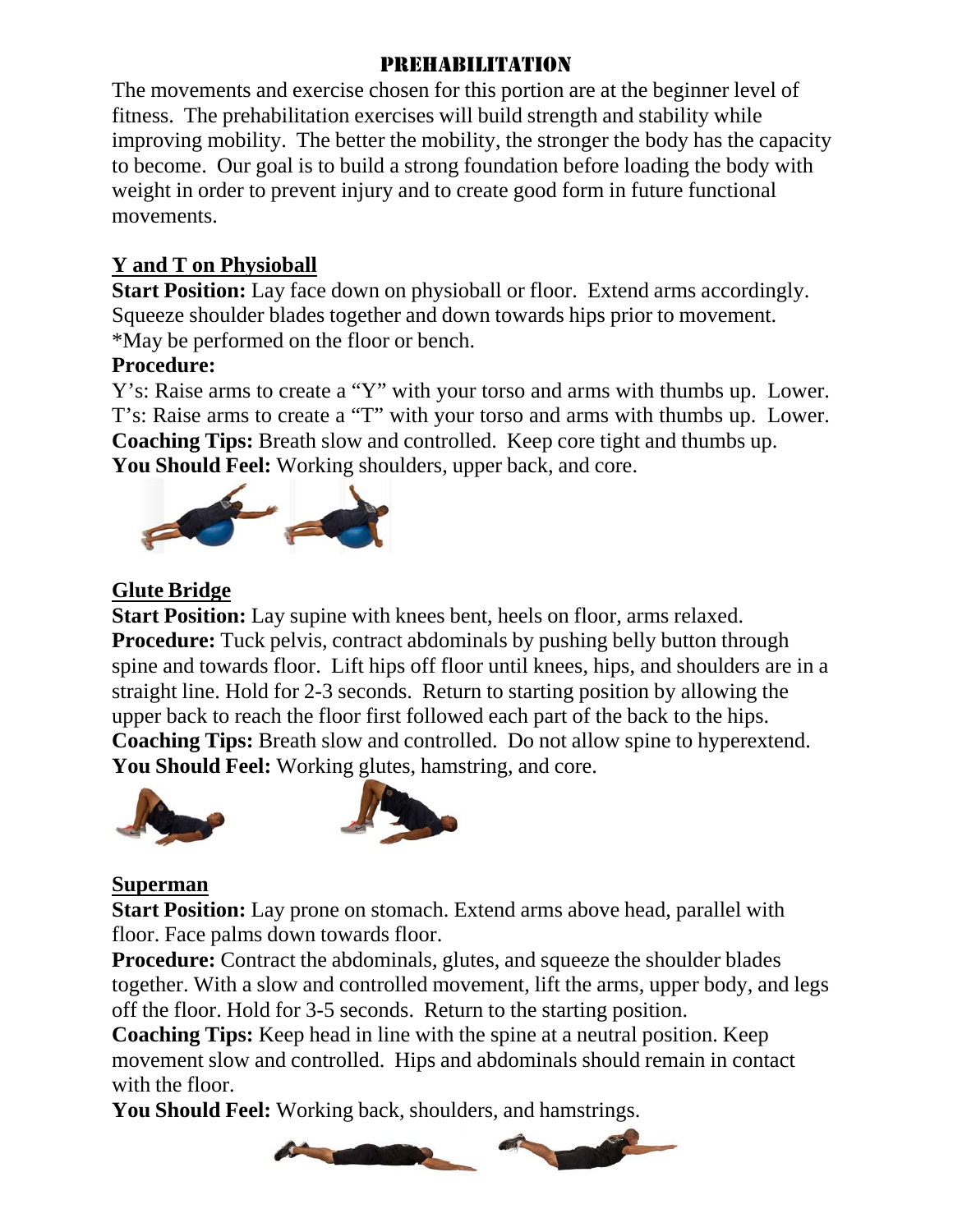# PREHABILITATION

The movements and exercise chosen for this portion are at the beginner level of fitness. The prehabilitation exercises will build strength and stability while improving mobility. The better the mobility, the stronger the body has the capacity to become. Our goal is to build a strong foundation before loading the body with weight in order to prevent injury and to create good form in future functional movements.

## Y and T on Physioball

**Start Position:** Lay face down on physioball or floor. Extend arms accordingly. Squeeze shoulder blades together and down towards hips prior to movement. *May be performed on the floor or bench.

**Procedure:**

Y's: Raise arms to create a "Y" with your torso and arms with thumbs up. Lower.
T's: Raise arms to create a "T" with your torso and arms with thumbs up. Lower.

**Coaching Tips:** Breath slow and controlled. Keep core tight and thumbs up.

**You Should Feel:** Working shoulders, upper back, and core.

## Glute Bridge

**Start Position:** Lay supine with knees bent, heels on floor, arms relaxed.

**Procedure:** Tuck pelvis, contract abdominals by pushing belly button through spine and towards floor. Lift hips off floor until knees, hips, and shoulders are in a straight line. Hold for 2-3 seconds. Return to starting position by allowing the upper back to reach the floor first followed each part of the back to the hips.

**Coaching Tips:** Breath slow and controlled. Do not allow spine to hyperextend.

**You Should Feel:** Working glutes, hamstring, and core.

## Superman

**Start Position:** Lay prone on stomach. Extend arms above head, parallel with floor. Face palms down towards floor.

**Procedure:** Contract the abdominals, glutes, and squeeze the shoulder blades together. With a slow and controlled movement, lift the arms, upper body, and legs off the floor. Hold for 3-5 seconds. Return to the starting position.

**Coaching Tips:** Keep head in line with the spine at a neutral position. Keep movement slow and controlled. Hips and abdominals should remain in contact with the floor.

**You Should Feel:** Working back, shoulders, and hamstrings.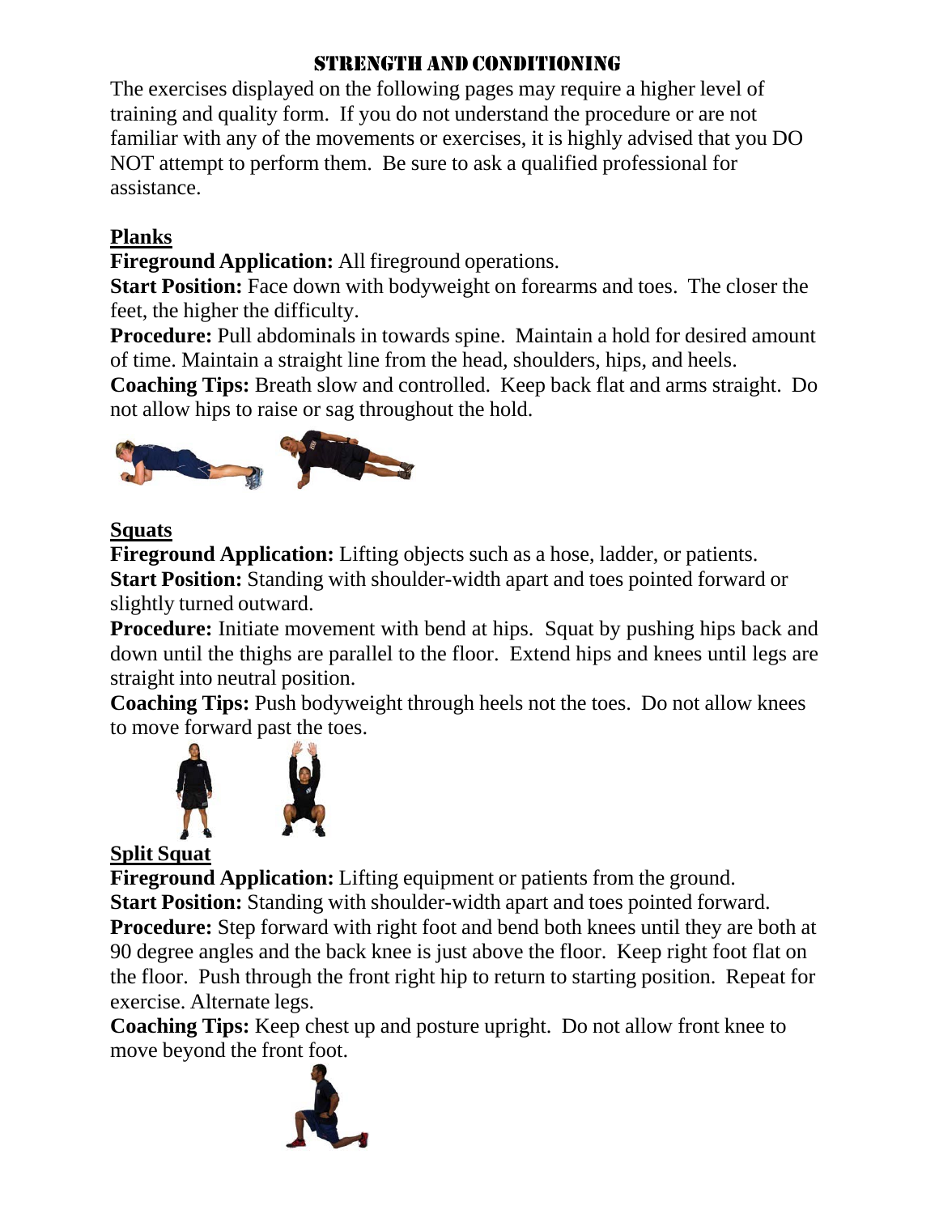# Strength and Conditioning

The exercises displayed on the following pages may require a higher level of training and quality form. If you do not understand the procedure or are not familiar with any of the movements or exercises, it is highly advised that you DO NOT attempt to perform them. Be sure to ask a qualified professional for assistance.

## Planks

**Fireground Application:** All fireground operations.

**Start Position:** Face down with bodyweight on forearms and toes. The closer the feet, the higher the difficulty.

**Procedure:** Pull abdominals in towards spine. Maintain a hold for desired amount of time. Maintain a straight line from the head, shoulders, hips, and heels.

**Coaching Tips:** Breath slow and controlled. Keep back flat and arms straight. Do not allow hips to raise or sag throughout the hold.

## Squats

**Fireground Application:** Lifting objects such as a hose, ladder, or patients.

**Start Position:** Standing with shoulder-width apart and toes pointed forward or slightly turned outward.

**Procedure:** Initiate movement with bend at hips. Squat by pushing hips back and down until the thighs are parallel to the floor. Extend hips and knees until legs are straight into neutral position.

**Coaching Tips:** Push bodyweight through heels not the toes. Do not allow knees to move forward past the toes.

## Split Squat

**Fireground Application:** Lifting equipment or patients from the ground.

**Start Position:** Standing with shoulder-width apart and toes pointed forward.

**Procedure:** Step forward with right foot and bend both knees until they are both at 90 degree angles and the back knee is just above the floor. Keep right foot flat on the floor. Push through the front right hip to return to starting position. Repeat for exercise. Alternate legs.

**Coaching Tips:** Keep chest up and posture upright. Do not allow front knee to move beyond the front foot.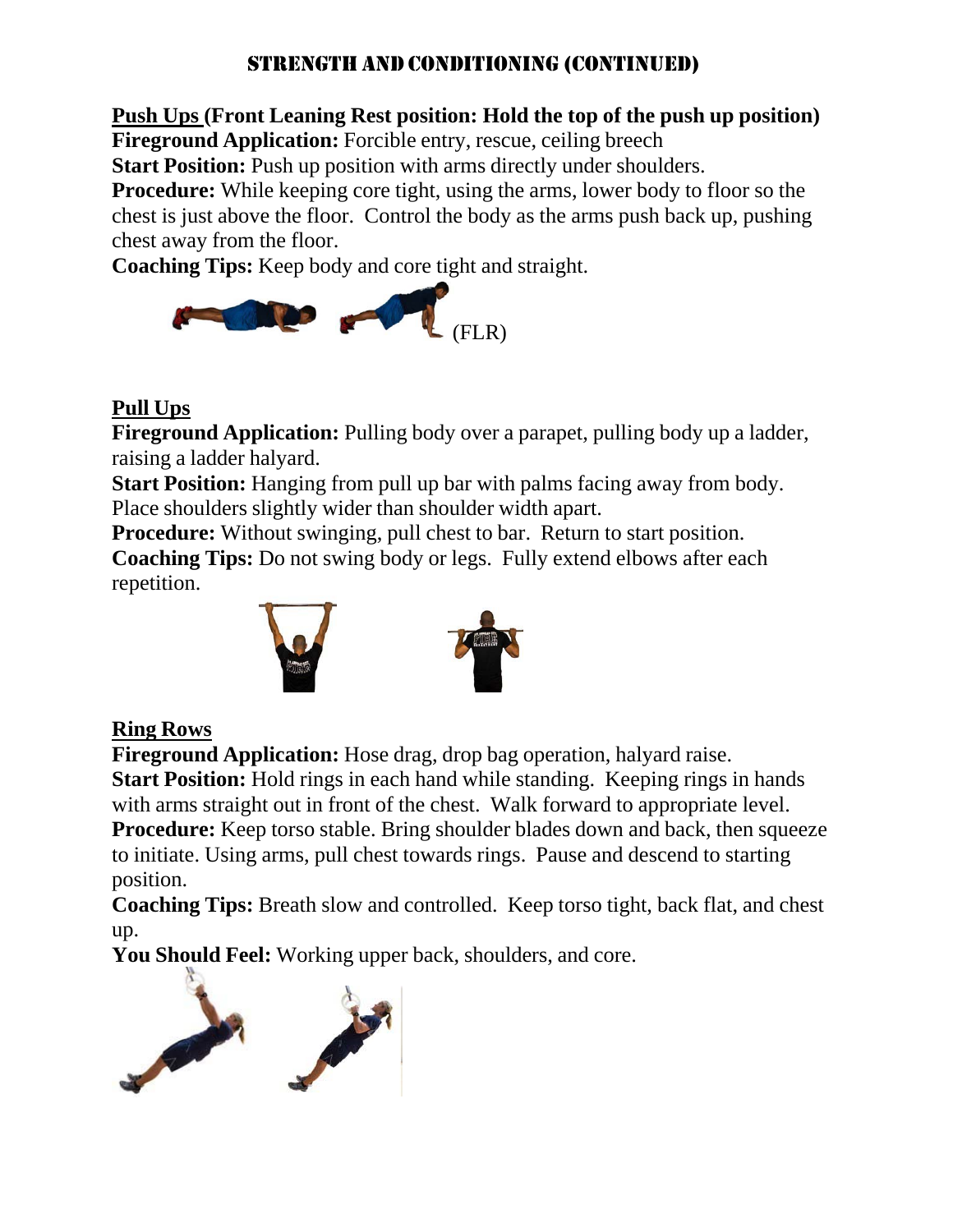## STRENGTH AND CONDITIONING (CONTINUED)

**Push Ups (Front Leaning Rest position: Hold the top of the push up position)**
**Fireground Application:** Forcible entry, rescue, ceiling breech
**Start Position:** Push up position with arms directly under shoulders.
**Procedure:** While keeping core tight, using the arms, lower body to floor so the chest is just above the floor. Control the body as the arms push back up, pushing chest away from the floor.
**Coaching Tips:** Keep body and core tight and straight.

(FLR)

**Pull Ups**
**Fireground Application:** Pulling body over a parapet, pulling body up a ladder, raising a ladder halyard.
**Start Position:** Hanging from pull up bar with palms facing away from body. Place shoulders slightly wider than shoulder width apart.
**Procedure:** Without swinging, pull chest to bar. Return to start position.
**Coaching Tips:** Do not swing body or legs. Fully extend elbows after each repetition.

**Ring Rows**
**Fireground Application:** Hose drag, drop bag operation, halyard raise.
**Start Position:** Hold rings in each hand while standing. Keeping rings in hands with arms straight out in front of the chest. Walk forward to appropriate level.
**Procedure:** Keep torso stable. Bring shoulder blades down and back, then squeeze to initiate. Using arms, pull chest towards rings. Pause and descend to starting position.
**Coaching Tips:** Breath slow and controlled. Keep torso tight, back flat, and chest up.
**You Should Feel:** Working upper back, shoulders, and core.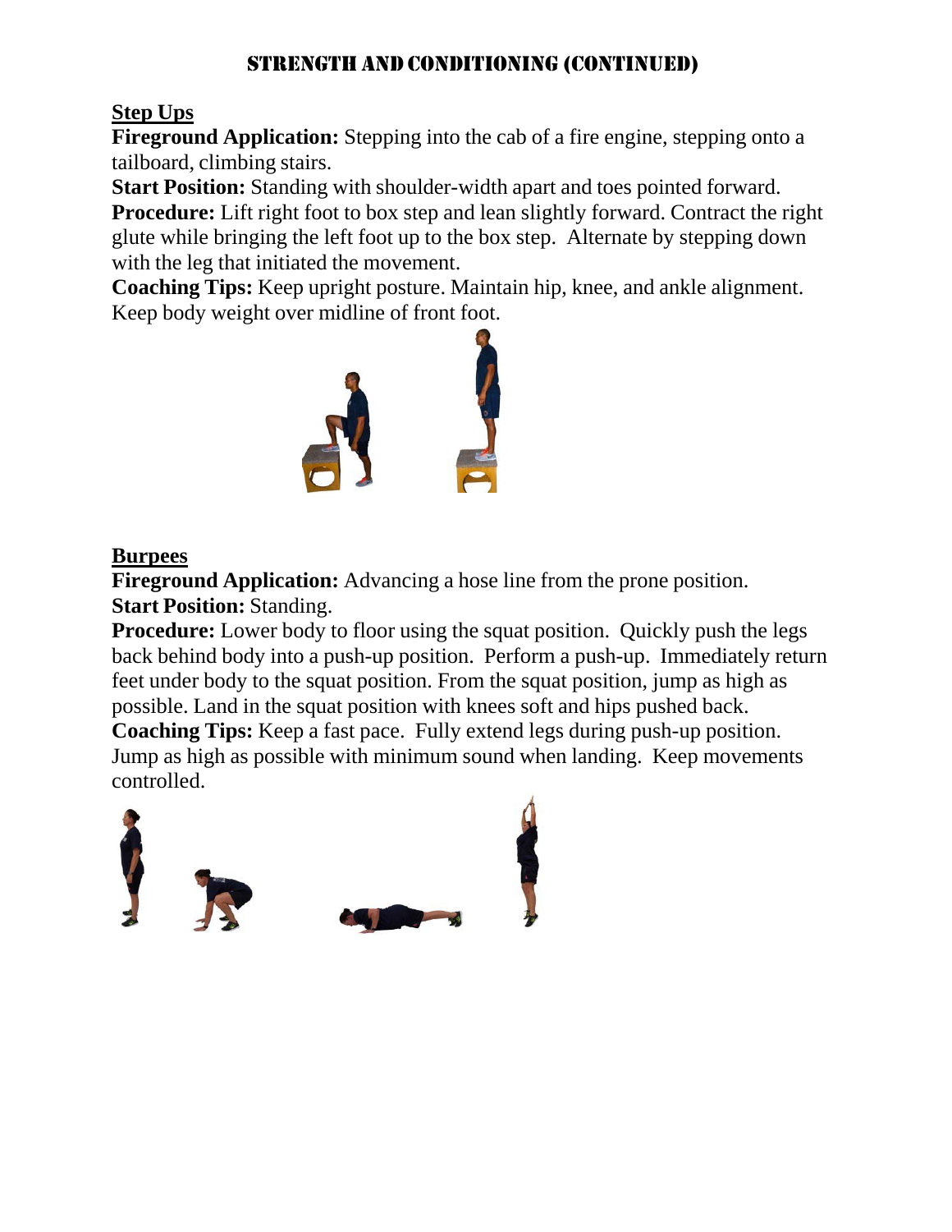# STRENGTH AND CONDITIONING (CONTINUED)

## Step Ups

**Fireground Application:** Stepping into the cab of a fire engine, stepping onto a tailboard, climbing stairs.

**Start Position:** Standing with shoulder-width apart and toes pointed forward.

**Procedure:** Lift right foot to box step and lean slightly forward. Contract the right glute while bringing the left foot up to the box step. Alternate by stepping down with the leg that initiated the movement.

**Coaching Tips:** Keep upright posture. Maintain hip, knee, and ankle alignment. Keep body weight over midline of front foot.

## Burpees

**Fireground Application:** Advancing a hose line from the prone position.

**Start Position:** Standing.

**Procedure:** Lower body to floor using the squat position. Quickly push the legs back behind body into a push-up position. Perform a push-up. Immediately return feet under body to the squat position. From the squat position, jump as high as possible. Land in the squat position with knees soft and hips pushed back.

**Coaching Tips:** Keep a fast pace. Fully extend legs during push-up position. Jump as high as possible with minimum sound when landing. Keep movements controlled.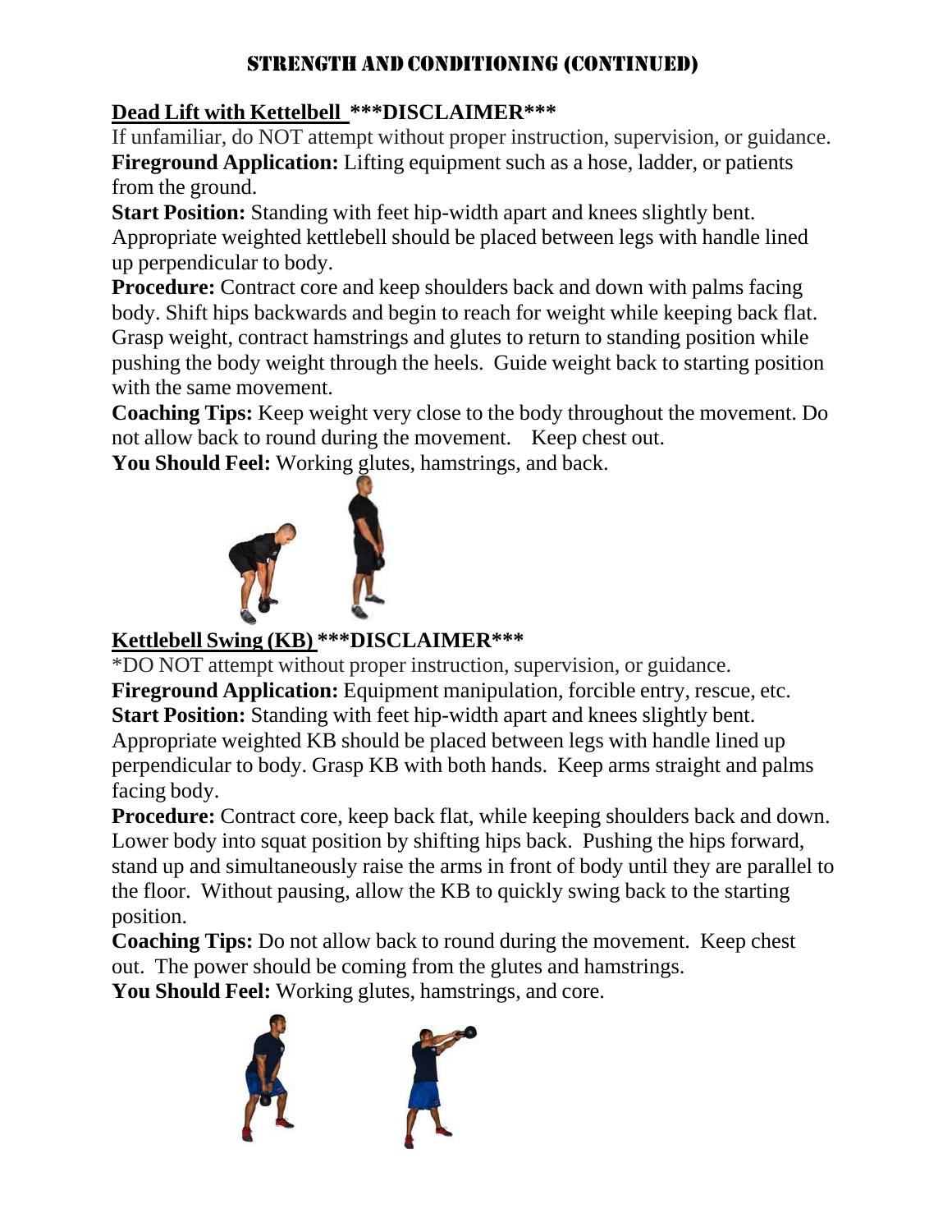# STRENGTH AND CONDITIONING (CONTINUED)

## Dead Lift with Kettelbell ***DISCLAIMER***

If unfamiliar, do NOT attempt without proper instruction, supervision, or guidance.

**Fireground Application:** Lifting equipment such as a hose, ladder, or patients from the ground.

**Start Position:** Standing with feet hip-width apart and knees slightly bent. Appropriate weighted kettlebell should be placed between legs with handle lined up perpendicular to body.

**Procedure:** Contract core and keep shoulders back and down with palms facing body. Shift hips backwards and begin to reach for weight while keeping back flat. Grasp weight, contract hamstrings and glutes to return to standing position while pushing the body weight through the heels. Guide weight back to starting position with the same movement.

**Coaching Tips:** Keep weight very close to the body throughout the movement. Do not allow back to round during the movement. Keep chest out.

**You Should Feel:** Working glutes, hamstrings, and back.

## Kettlebell Swing (KB) ***DISCLAIMER***

*DO NOT attempt without proper instruction, supervision, or guidance.

**Fireground Application:** Equipment manipulation, forcible entry, rescue, etc.

**Start Position:** Standing with feet hip-width apart and knees slightly bent. Appropriate weighted KB should be placed between legs with handle lined up perpendicular to body. Grasp KB with both hands. Keep arms straight and palms facing body.

**Procedure:** Contract core, keep back flat, while keeping shoulders back and down. Lower body into squat position by shifting hips back. Pushing the hips forward, stand up and simultaneously raise the arms in front of body until they are parallel to the floor. Without pausing, allow the KB to quickly swing back to the starting position.

**Coaching Tips:** Do not allow back to round during the movement. Keep chest out. The power should be coming from the glutes and hamstrings.

**You Should Feel:** Working glutes, hamstrings, and core.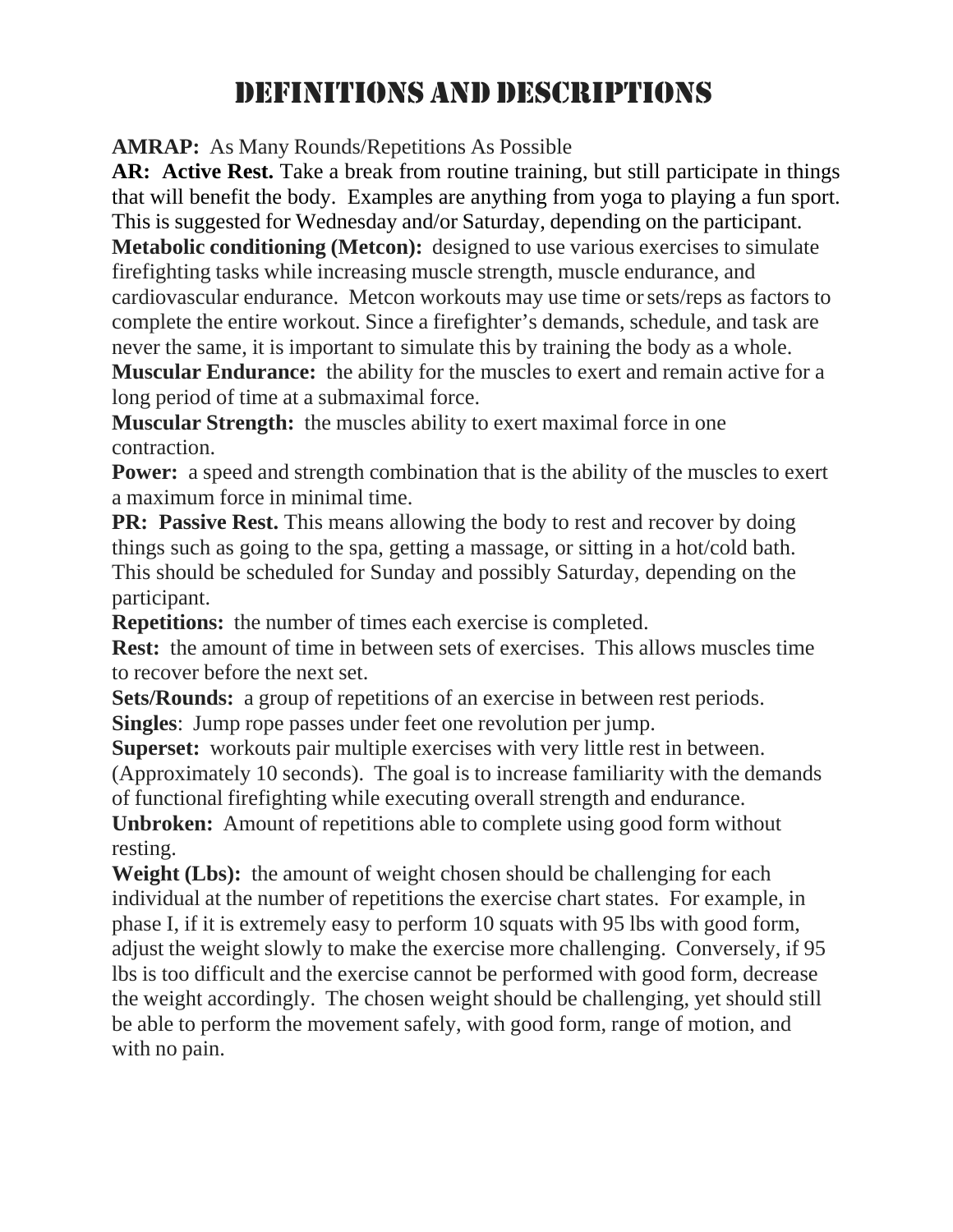# Definitions and Descriptions

**AMRAP:** As Many Rounds/Repetitions As Possible

**AR: Active Rest.** Take a break from routine training, but still participate in things that will benefit the body. Examples are anything from yoga to playing a fun sport. This is suggested for Wednesday and/or Saturday, depending on the participant.

**Metabolic conditioning (Metcon):** designed to use various exercises to simulate firefighting tasks while increasing muscle strength, muscle endurance, and cardiovascular endurance. Metcon workouts may use time or sets/reps as factors to complete the entire workout. Since a firefighter's demands, schedule, and task are never the same, it is important to simulate this by training the body as a whole.

**Muscular Endurance:** the ability for the muscles to exert and remain active for a long period of time at a submaximal force.

**Muscular Strength:** the muscles ability to exert maximal force in one contraction.

**Power:** a speed and strength combination that is the ability of the muscles to exert a maximum force in minimal time.

**PR: Passive Rest.** This means allowing the body to rest and recover by doing things such as going to the spa, getting a massage, or sitting in a hot/cold bath. This should be scheduled for Sunday and possibly Saturday, depending on the participant.

**Repetitions:** the number of times each exercise is completed.

**Rest:** the amount of time in between sets of exercises. This allows muscles time to recover before the next set.

**Sets/Rounds:** a group of repetitions of an exercise in between rest periods.

**Singles**: Jump rope passes under feet one revolution per jump.

**Superset:** workouts pair multiple exercises with very little rest in between. (Approximately 10 seconds). The goal is to increase familiarity with the demands of functional firefighting while executing overall strength and endurance.

**Unbroken:** Amount of repetitions able to complete using good form without resting.

**Weight (Lbs):** the amount of weight chosen should be challenging for each individual at the number of repetitions the exercise chart states. For example, in phase I, if it is extremely easy to perform 10 squats with 95 lbs with good form, adjust the weight slowly to make the exercise more challenging. Conversely, if 95 lbs is too difficult and the exercise cannot be performed with good form, decrease the weight accordingly. The chosen weight should be challenging, yet should still be able to perform the movement safely, with good form, range of motion, and with no pain.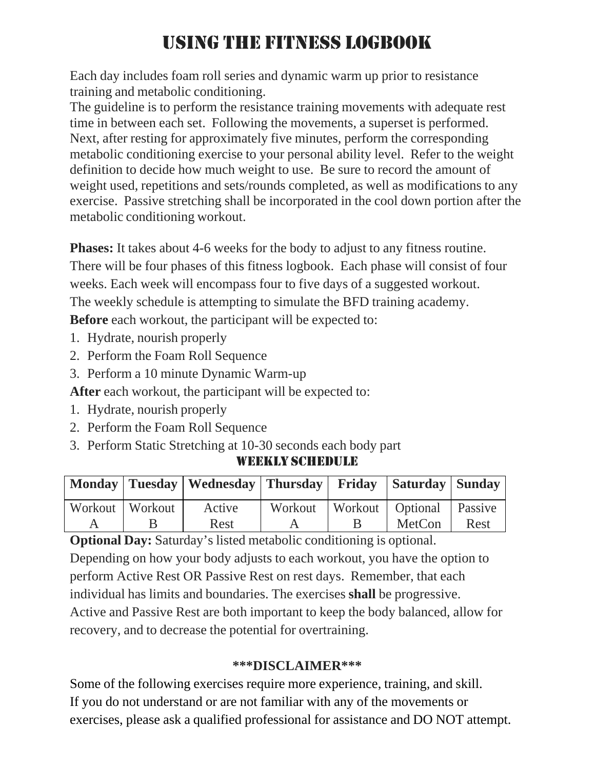# USING THE FITNESS LOGBOOK

Each day includes foam roll series and dynamic warm up prior to resistance training and metabolic conditioning.
The guideline is to perform the resistance training movements with adequate rest time in between each set. Following the movements, a superset is performed. Next, after resting for approximately five minutes, perform the corresponding metabolic conditioning exercise to your personal ability level. Refer to the weight definition to decide how much weight to use. Be sure to record the amount of weight used, repetitions and sets/rounds completed, as well as modifications to any exercise. Passive stretching shall be incorporated in the cool down portion after the metabolic conditioning workout.

**Phases:** It takes about 4-6 weeks for the body to adjust to any fitness routine. There will be four phases of this fitness logbook. Each phase will consist of four weeks. Each week will encompass four to five days of a suggested workout. The weekly schedule is attempting to simulate the BFD training academy.
**Before** each workout, the participant will be expected to:

1. Hydrate, nourish properly
2. Perform the Foam Roll Sequence
3. Perform a 10 minute Dynamic Warm-up

**After** each workout, the participant will be expected to:

1. Hydrate, nourish properly
2. Perform the Foam Roll Sequence
3. Perform Static Stretching at 10-30 seconds each body part

## WEEKLY SCHEDULE

| Monday | Tuesday | Wednesday | Thursday | Friday | Saturday | Sunday |
|---|---|---|---|---|---|---|
| Workout A | Workout B | Active Rest | Workout A | Workout B | Optional MetCon | Passive Rest |

**Optional Day:** Saturday's listed metabolic conditioning is optional.
Depending on how your body adjusts to each workout, you have the option to perform Active Rest OR Passive Rest on rest days. Remember, that each individual has limits and boundaries. The exercises **shall** be progressive. Active and Passive Rest are both important to keep the body balanced, allow for recovery, and to decrease the potential for overtraining.

**\*\*\*DISCLAIMER\*\*\***

Some of the following exercises require more experience, training, and skill. If you do not understand or are not familiar with any of the movements or exercises, please ask a qualified professional for assistance and DO NOT attempt.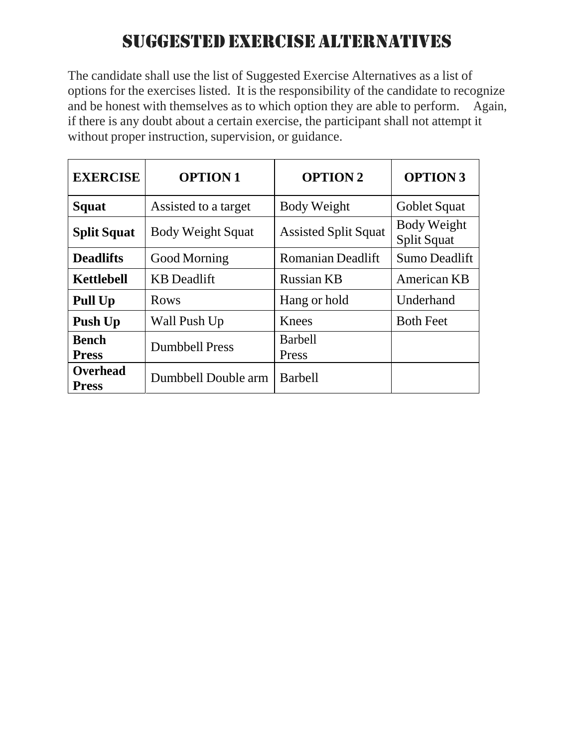# Suggested Exercise Alternatives

The candidate shall use the list of Suggested Exercise Alternatives as a list of options for the exercises listed. It is the responsibility of the candidate to recognize and be honest with themselves as to which option they are able to perform. Again, if there is any doubt about a certain exercise, the participant shall not attempt it without proper instruction, supervision, or guidance.

| EXERCISE | OPTION 1 | OPTION 2 | OPTION 3 |
|---|---|---|---|
| **Squat** | Assisted to a target | Body Weight | Goblet Squat |
| **Split Squat** | Body Weight Squat | Assisted Split Squat | Body Weight Split Squat |
| **Deadlifts** | Good Morning | Romanian Deadlift | Sumo Deadlift |
| **Kettlebell** | KB Deadlift | Russian KB | American KB |
| **Pull Up** | Rows | Hang or hold | Underhand |
| **Push Up** | Wall Push Up | Knees | Both Feet |
| **Bench Press** | Dumbbell Press | Barbell Press | |
| **Overhead Press** | Dumbbell Double arm | Barbell | |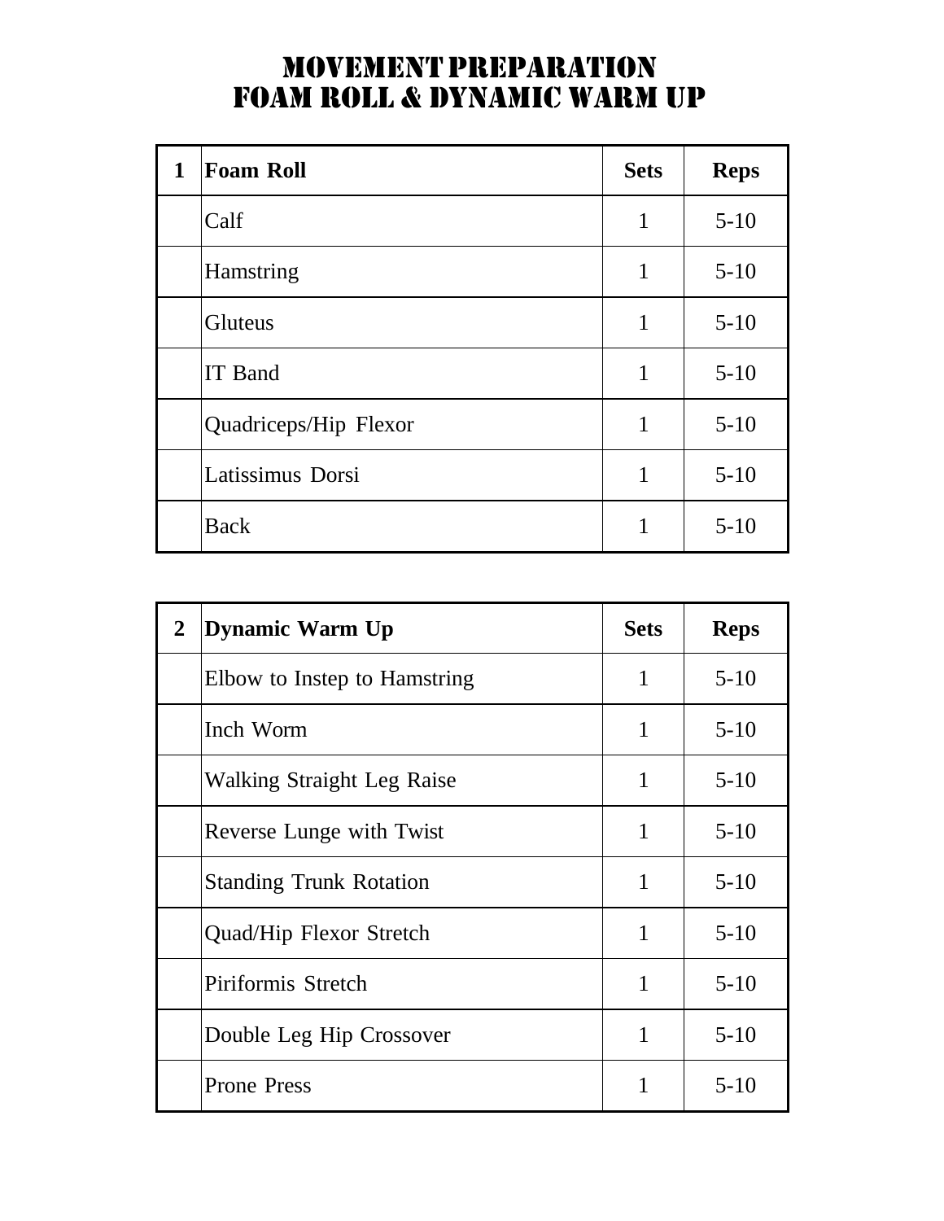# MOVEMENT PREPARATION
# FOAM ROLL & DYNAMIC WARM UP

| 1 | **Foam Roll** | **Sets** | **Reps** |
|---|---|---|---|
| | Calf | 1 | 5-10 |
| | Hamstring | 1 | 5-10 |
| | Gluteus | 1 | 5-10 |
| | IT Band | 1 | 5-10 |
| | Quadriceps/Hip Flexor | 1 | 5-10 |
| | Latissimus Dorsi | 1 | 5-10 |
| | Back | 1 | 5-10 |

| 2 | **Dynamic Warm Up** | **Sets** | **Reps** |
|---|---|---|---|
| | Elbow to Instep to Hamstring | 1 | 5-10 |
| | Inch Worm | 1 | 5-10 |
| | Walking Straight Leg Raise | 1 | 5-10 |
| | Reverse Lunge with Twist | 1 | 5-10 |
| | Standing Trunk Rotation | 1 | 5-10 |
| | Quad/Hip Flexor Stretch | 1 | 5-10 |
| | Piriformis Stretch | 1 | 5-10 |
| | Double Leg Hip Crossover | 1 | 5-10 |
| | Prone Press | 1 | 5-10 |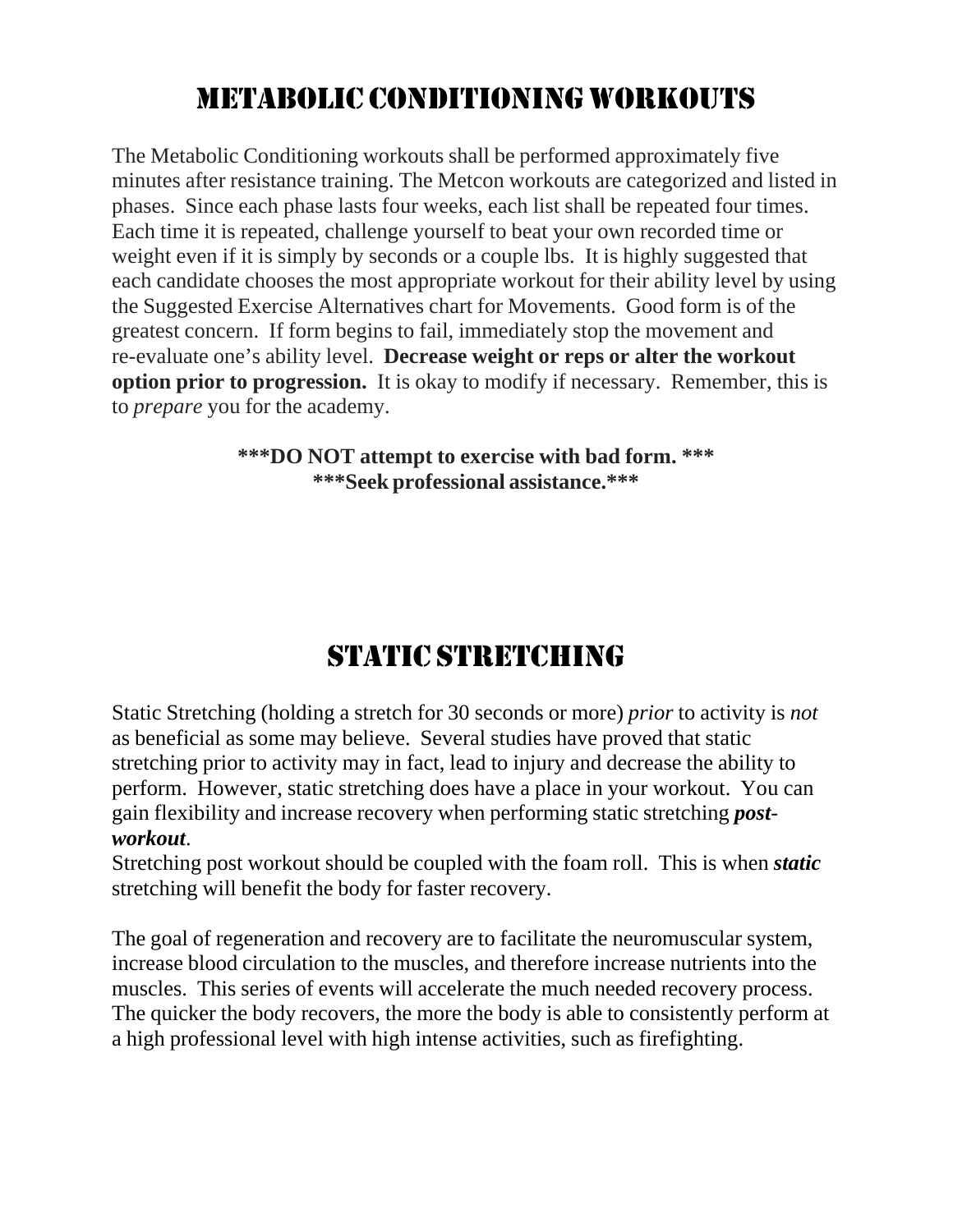# Metabolic Conditioning Workouts

The Metabolic Conditioning workouts shall be performed approximately five minutes after resistance training. The Metcon workouts are categorized and listed in phases. Since each phase lasts four weeks, each list shall be repeated four times. Each time it is repeated, challenge yourself to beat your own recorded time or weight even if it is simply by seconds or a couple lbs. It is highly suggested that each candidate chooses the most appropriate workout for their ability level by using the Suggested Exercise Alternatives chart for Movements. Good form is of the greatest concern. If form begins to fail, immediately stop the movement and re-evaluate one's ability level. **Decrease weight or reps or alter the workout option prior to progression.** It is okay to modify if necessary. Remember, this is to *prepare* you for the academy.

**\*\*\*DO NOT attempt to exercise with bad form. \*\*\***
**\*\*\*Seek professional assistance.\*\*\***

# Static Stretching

Static Stretching (holding a stretch for 30 seconds or more) *prior* to activity is *not* as beneficial as some may believe. Several studies have proved that static stretching prior to activity may in fact, lead to injury and decrease the ability to perform. However, static stretching does have a place in your workout. You can gain flexibility and increase recovery when performing static stretching ***post-workout***.

Stretching post workout should be coupled with the foam roll. This is when ***static*** stretching will benefit the body for faster recovery.

The goal of regeneration and recovery are to facilitate the neuromuscular system, increase blood circulation to the muscles, and therefore increase nutrients into the muscles. This series of events will accelerate the much needed recovery process. The quicker the body recovers, the more the body is able to consistently perform at a high professional level with high intense activities, such as firefighting.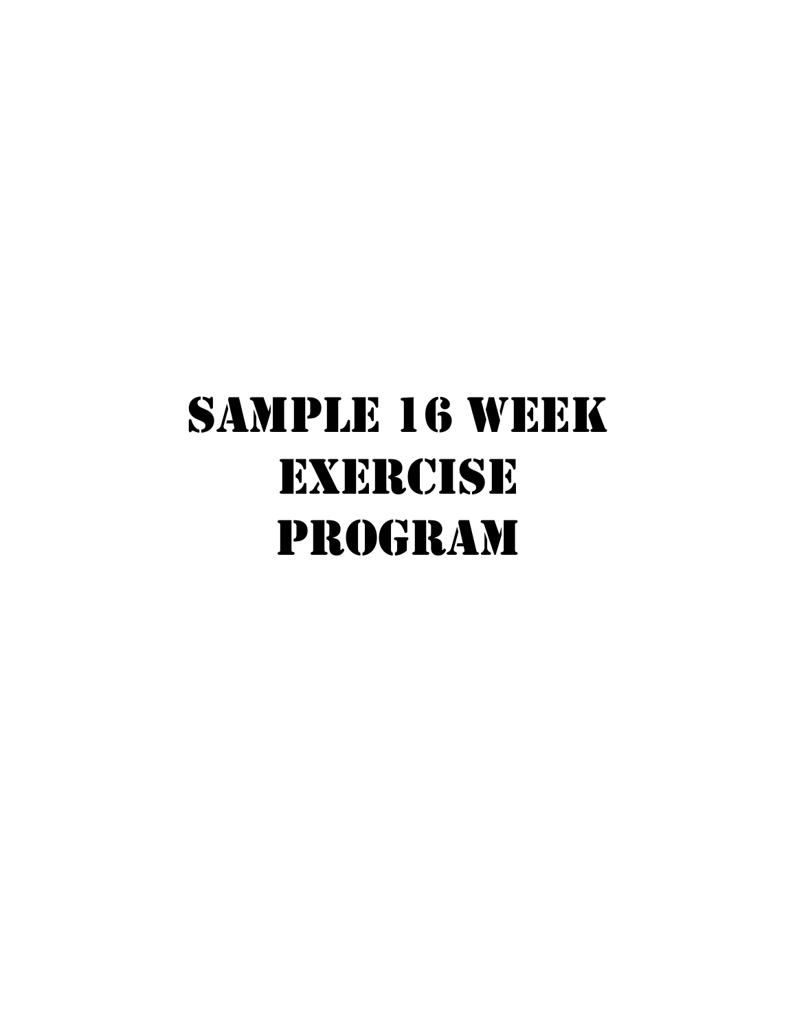# Sample 16 Week Exercise Program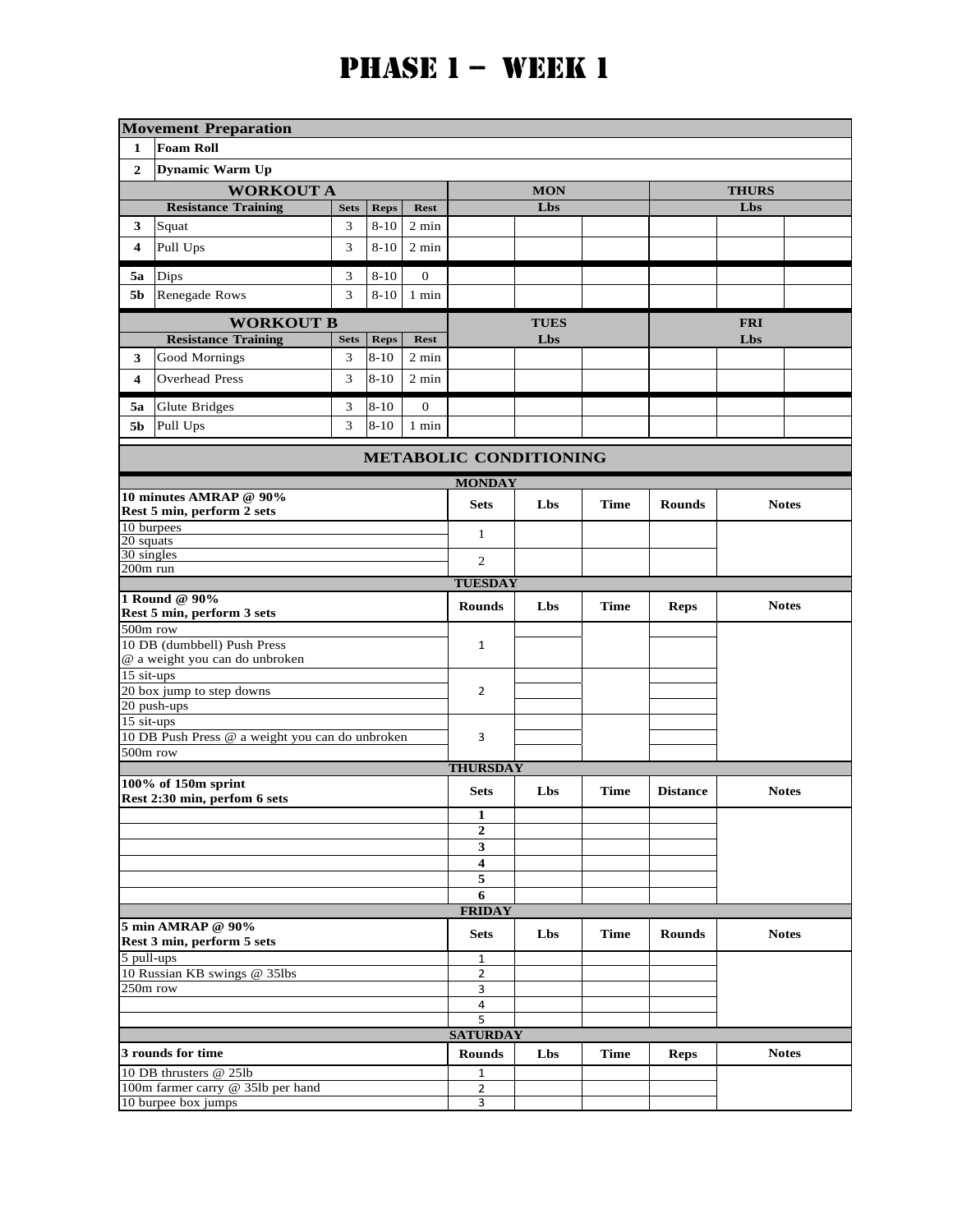# PHASE 1 – WEEK 1

| Movement Preparation | | | | | | | | | | |
|---|---|---|---|---|---|---|---|---|---|---|
| 1 | Foam Roll | | | | | | | | | |
| 2 | Dynamic Warm Up | | | | | | | | | |

| | WORKOUT A | | | | MON | | | THURS | | |
|---|---|---|---|---|---|---|---|---|---|---|
| | Resistance Training | Sets | Reps | Rest | Lbs | | | Lbs | | |
| 3 | Squat | 3 | 8-10 | 2 min | | | | | | |
| 4 | Pull Ups | 3 | 8-10 | 2 min | | | | | | |
| 5a | Dips | 3 | 8-10 | 0 | | | | | | |
| 5b | Renegade Rows | 3 | 8-10 | 1 min | | | | | | |

| | WORKOUT B | | | | TUES | | | FRI | | |
|---|---|---|---|---|---|---|---|---|---|---|
| | Resistance Training | Sets | Reps | Rest | Lbs | | | Lbs | | |
| 3 | Good Mornings | 3 | 8-10 | 2 min | | | | | | |
| 4 | Overhead Press | 3 | 8-10 | 2 min | | | | | | |
| 5a | Glute Bridges | 3 | 8-10 | 0 | | | | | | |
| 5b | Pull Ups | 3 | 8-10 | 1 min | | | | | | |

## METABOLIC CONDITIONING

**MONDAY**

| 10 minutes AMRAP @ 90% Rest 5 min, perform 2 sets | Sets | Lbs | Time | Rounds | Notes |
|---|---|---|---|---|---|
| 10 burpees<br>20 squats | 1 | | | | |
| 30 singles<br>200m run | 2 | | | | |

**TUESDAY**

| 1 Round @ 90% Rest 5 min, perform 3 sets | Rounds | Lbs | Time | Reps | Notes |
|---|---|---|---|---|---|
| 500m row<br>10 DB (dumbbell) Push Press @ a weight you can do unbroken<br>15 sit-ups | 1 | | | | |
| 20 box jump to step downs<br>20 push-ups<br>15 sit-ups | 2 | | | | |
| 10 DB Push Press @ a weight you can do unbroken<br>500m row | 3 | | | | |

**THURSDAY**

| 100% of 150m sprint Rest 2:30 min, perfom 6 sets | Sets | Lbs | Time | Distance | Notes |
|---|---|---|---|---|---|
| | 1 | | | | |
| | 2 | | | | |
| | 3 | | | | |
| | 4 | | | | |
| | 5 | | | | |
| | 6 | | | | |

**FRIDAY**

| 5 min AMRAP @ 90% Rest 3 min, perform 5 sets | Sets | Lbs | Time | Rounds | Notes |
|---|---|---|---|---|---|
| 5 pull-ups | 1 | | | | |
| 10 Russian KB swings @ 35lbs | 2 | | | | |
| 250m row | 3 | | | | |
| | 4 | | | | |
| | 5 | | | | |

**SATURDAY**

| 3 rounds for time | Rounds | Lbs | Time | Reps | Notes |
|---|---|---|---|---|---|
| 10 DB thrusters @ 25lb | 1 | | | | |
| 100m farmer carry @ 35lb per hand | 2 | | | | |
| 10 burpee box jumps | 3 | | | | |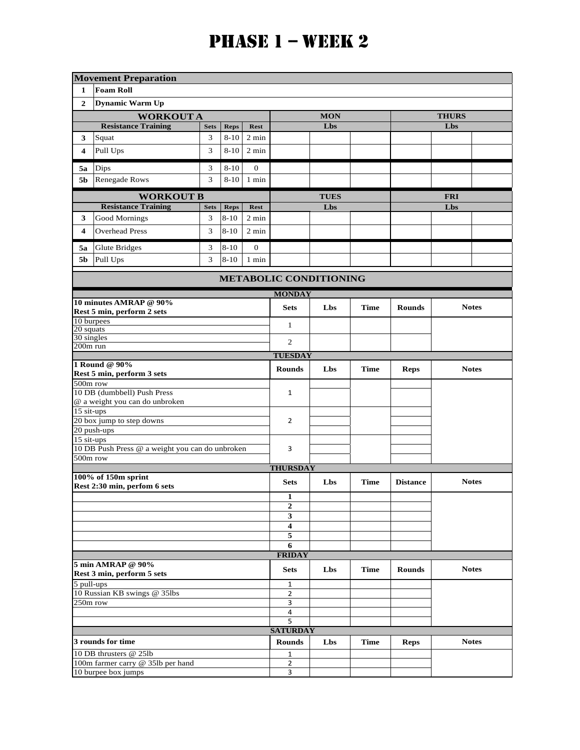# PHASE 1 – WEEK 2

| **Movement Preparation** | | | | | | | | | | | |
|---|---|---|---|---|---|---|---|---|---|---|---|
| **1** | **Foam Roll** | | | | | | | | | | |
| **2** | **Dynamic Warm Up** | | | | | | | | | | |
| **WORKOUT A** | | | | | **MON** | | | **THURS** | | | |
| | **Resistance Training** | **Sets** | **Reps** | **Rest** | **Lbs** | | | **Lbs** | | | |
| **3** | Squat | 3 | 8-10 | 2 min | | | | | | | |
| **4** | Pull Ups | 3 | 8-10 | 2 min | | | | | | | |
| **5a** | Dips | 3 | 8-10 | 0 | | | | | | | |
| **5b** | Renegade Rows | 3 | 8-10 | 1 min | | | | | | | |
| **WORKOUT B** | | | | | **TUES** | | | **FRI** | | | |
| | **Resistance Training** | **Sets** | **Reps** | **Rest** | **Lbs** | | | **Lbs** | | | |
| **3** | Good Mornings | 3 | 8-10 | 2 min | | | | | | | |
| **4** | Overhead Press | 3 | 8-10 | 2 min | | | | | | | |
| **5a** | Glute Bridges | 3 | 8-10 | 0 | | | | | | | |
| **5b** | Pull Ups | 3 | 8-10 | 1 min | | | | | | | |

## METABOLIC CONDITIONING

**MONDAY**

| **10 minutes AMRAP @ 90%<br>Rest 5 min, perform 2 sets** | **Sets** | **Lbs** | **Time** | **Rounds** | **Notes** |
|---|---|---|---|---|---|
| 10 burpees<br>20 squats | 1 | | | | |
| 30 singles<br>200m run | 2 | | | | |

**TUESDAY**

| **1 Round @ 90%<br>Rest 5 min, perform 3 sets** | **Rounds** | **Lbs** | **Time** | **Reps** | **Notes** |
|---|---|---|---|---|---|
| 500m row<br>10 DB (dumbbell) Push Press<br>@ a weight you can do unbroken | 1 | | | | |
| 15 sit-ups<br>20 box jump to step downs<br>20 push-ups | 2 | | | | |
| 15 sit-ups<br>10 DB Push Press @ a weight you can do unbroken<br>500m row | 3 | | | | |

**THURSDAY**

| **100% of 150m sprint<br>Rest 2:30 min, perfom 6 sets** | **Sets** | **Lbs** | **Time** | **Distance** | **Notes** |
|---|---|---|---|---|---|
| | **1** | | | | |
| | **2** | | | | |
| | **3** | | | | |
| | **4** | | | | |
| | **5** | | | | |
| | **6** | | | | |

**FRIDAY**

| **5 min AMRAP @ 90%<br>Rest 3 min, perform 5 sets** | **Sets** | **Lbs** | **Time** | **Rounds** | **Notes** |
|---|---|---|---|---|---|
| 5 pull-ups | 1 | | | | |
| 10 Russian KB swings @ 35lbs | 2 | | | | |
| 250m row | 3 | | | | |
| | 4 | | | | |
| | 5 | | | | |

**SATURDAY**

| **3 rounds for time** | **Rounds** | **Lbs** | **Time** | **Reps** | **Notes** |
|---|---|---|---|---|---|
| 10 DB thrusters @ 25lb | 1 | | | | |
| 100m farmer carry @ 35lb per hand | 2 | | | | |
| 10 burpee box jumps | 3 | | | | |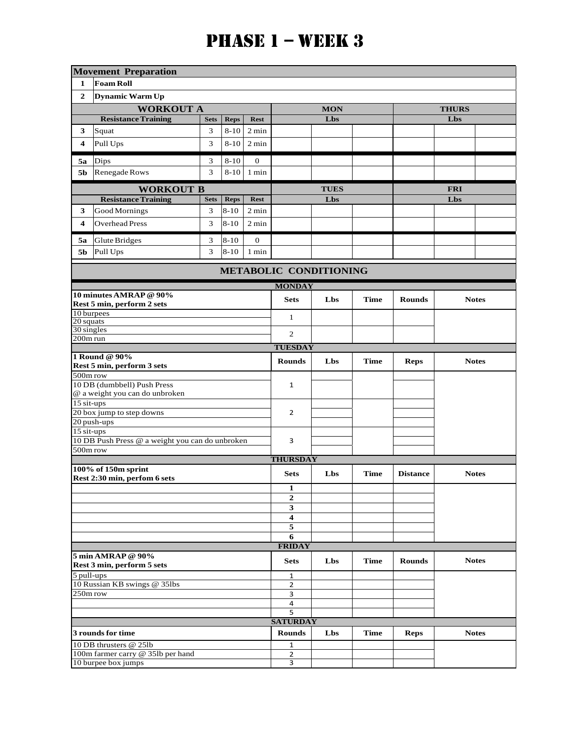# PHASE 1 – WEEK 3

## Movement Preparation

| # | Movement |
|---|---|
| 1 | **Foam Roll** |
| 2 | **Dynamic Warm Up** |

## WORKOUT A

| | Resistance Training | Sets | Reps | Rest | MON Lbs | | | THURS Lbs | | |
|---|---|---|---|---|---|---|---|---|---|---|
| 3 | Squat | 3 | 8-10 | 2 min | | | | | | |
| 4 | Pull Ups | 3 | 8-10 | 2 min | | | | | | |
| 5a | Dips | 3 | 8-10 | 0 | | | | | | |
| 5b | Renegade Rows | 3 | 8-10 | 1 min | | | | | | |

## WORKOUT B

| | Resistance Training | Sets | Reps | Rest | TUES Lbs | | | FRI Lbs | | |
|---|---|---|---|---|---|---|---|---|---|---|
| 3 | Good Mornings | 3 | 8-10 | 2 min | | | | | | |
| 4 | Overhead Press | 3 | 8-10 | 2 min | | | | | | |
| 5a | Glute Bridges | 3 | 8-10 | 0 | | | | | | |
| 5b | Pull Ups | 3 | 8-10 | 1 min | | | | | | |

## METABOLIC CONDITIONING

### MONDAY

| **10 minutes AMRAP @ 90%** **Rest 5 min, perform 2 sets** | Sets | Lbs | Time | Rounds | Notes |
|---|---|---|---|---|---|
| 10 burpees<br>20 squats | 1 | | | | |
| 30 singles<br>200m run | 2 | | | | |

### TUESDAY

| **1 Round @ 90%** **Rest 5 min, perform 3 sets** | Rounds | Lbs | Time | Reps | Notes |
|---|---|---|---|---|---|
| 500m row<br>10 DB (dumbbell) Push Press @ a weight you can do unbroken | 1 | | | | |
| 15 sit-ups<br>20 box jump to step downs<br>20 push-ups | 2 | | | | |
| 15 sit-ups<br>10 DB Push Press @ a weight you can do unbroken<br>500m row | 3 | | | | |

### THURSDAY

| **100% of 150m sprint** **Rest 2:30 min, perfom 6 sets** | Sets | Lbs | Time | Distance | Notes |
|---|---|---|---|---|---|
| | 1 | | | | |
| | 2 | | | | |
| | 3 | | | | |
| | 4 | | | | |
| | 5 | | | | |
| | 6 | | | | |

### FRIDAY

| **5 min AMRAP @ 90%** **Rest 3 min, perform 5 sets** | Sets | Lbs | Time | Rounds | Notes |
|---|---|---|---|---|---|
| 5 pull-ups | 1 | | | | |
| 10 Russian KB swings @ 35lbs | 2 | | | | |
| 250m row | 3 | | | | |
| | 4 | | | | |
| | 5 | | | | |

### SATURDAY

| **3 rounds for time** | Rounds | Lbs | Time | Reps | Notes |
|---|---|---|---|---|---|
| 10 DB thrusters @ 25lb | 1 | | | | |
| 100m farmer carry @ 35lb per hand | 2 | | | | |
| 10 burpee box jumps | 3 | | | | |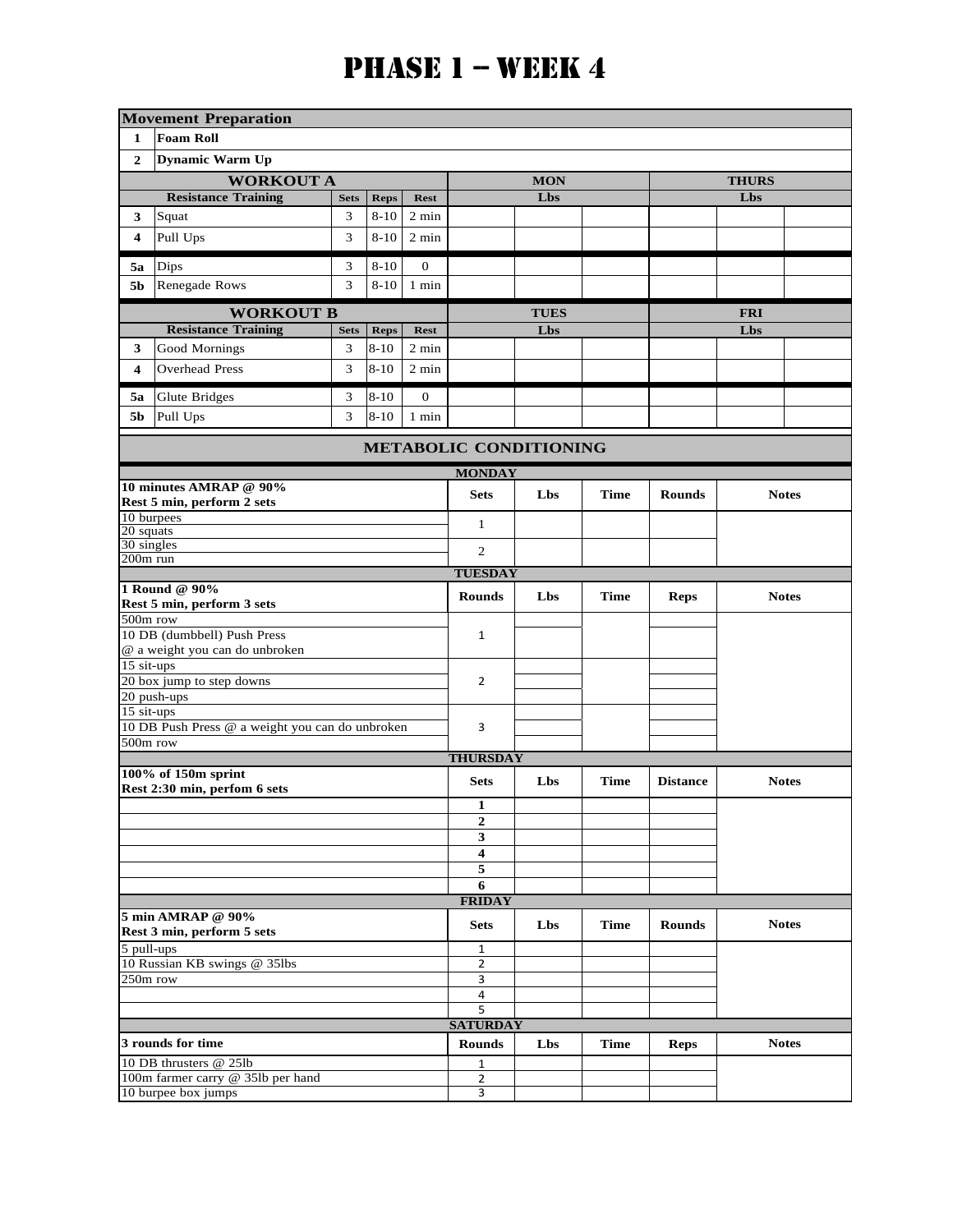# PHASE 1 – WEEK 4

| Movement Preparation | | | | | | | | | | |
|---|---|---|---|---|---|---|---|---|---|---|
| 1 | Foam Roll | | | | | | | | | |
| 2 | Dynamic Warm Up | | | | | | | | | |

| | WORKOUT A | | | | MON | | | THURS | | |
|---|---|---|---|---|---|---|---|---|---|---|
| | Resistance Training | Sets | Reps | Rest | Lbs | | | Lbs | | |
| 3 | Squat | 3 | 8-10 | 2 min | | | | | | |
| 4 | Pull Ups | 3 | 8-10 | 2 min | | | | | | |
| 5a | Dips | 3 | 8-10 | 0 | | | | | | |
| 5b | Renegade Rows | 3 | 8-10 | 1 min | | | | | | |

| | WORKOUT B | | | | TUES | | | FRI | | |
|---|---|---|---|---|---|---|---|---|---|---|
| | Resistance Training | Sets | Reps | Rest | Lbs | | | Lbs | | |
| 3 | Good Mornings | 3 | 8-10 | 2 min | | | | | | |
| 4 | Overhead Press | 3 | 8-10 | 2 min | | | | | | |
| 5a | Glute Bridges | 3 | 8-10 | 0 | | | | | | |
| 5b | Pull Ups | 3 | 8-10 | 1 min | | | | | | |

## METABOLIC CONDITIONING

**MONDAY**

| 10 minutes AMRAP @ 90%<br>Rest 5 min, perform 2 sets | Sets | Lbs | Time | Rounds | Notes |
|---|---|---|---|---|---|
| 10 burpees<br>20 squats | 1 | | | | |
| 30 singles<br>200m run | 2 | | | | |

**TUESDAY**

| 1 Round @ 90%<br>Rest 5 min, perform 3 sets | Rounds | Lbs | Time | Reps | Notes |
|---|---|---|---|---|---|
| 500m row<br>10 DB (dumbbell) Push Press<br>@ a weight you can do unbroken | 1 | | | | |
| 15 sit-ups<br>20 box jump to step downs<br>20 push-ups | 2 | | | | |
| 15 sit-ups<br>10 DB Push Press @ a weight you can do unbroken<br>500m row | 3 | | | | |

**THURSDAY**

| 100% of 150m sprint<br>Rest 2:30 min, perfom 6 sets | Sets | Lbs | Time | Distance | Notes |
|---|---|---|---|---|---|
| | 1 | | | | |
| | 2 | | | | |
| | 3 | | | | |
| | 4 | | | | |
| | 5 | | | | |
| | 6 | | | | |

**FRIDAY**

| 5 min AMRAP @ 90%<br>Rest 3 min, perform 5 sets | Sets | Lbs | Time | Rounds | Notes |
|---|---|---|---|---|---|
| 5 pull-ups | 1 | | | | |
| 10 Russian KB swings @ 35lbs | 2 | | | | |
| 250m row | 3 | | | | |
| | 4 | | | | |
| | 5 | | | | |

**SATURDAY**

| 3 rounds for time | Rounds | Lbs | Time | Reps | Notes |
|---|---|---|---|---|---|
| 10 DB thrusters @ 25lb | 1 | | | | |
| 100m farmer carry @ 35lb per hand | 2 | | | | |
| 10 burpee box jumps | 3 | | | | |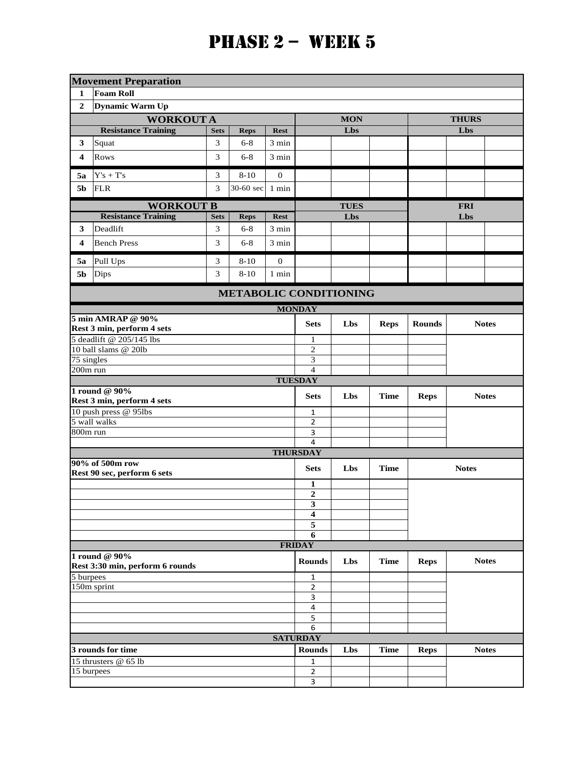# PHASE 2 – WEEK 5

| Movement Preparation | | | | | | | | | | |
|---|---|---|---|---|---|---|---|---|---|---|
| 1 | Foam Roll | | | | | | | | | |
| 2 | Dynamic Warm Up | | | | | | | | | |
| **WORKOUT A** | | | | | MON | | | THURS | | |
| | Resistance Training | Sets | Reps | Rest | Lbs | | | Lbs | | |
| 3 | Squat | 3 | 6-8 | 3 min | | | | | | |
| 4 | Rows | 3 | 6-8 | 3 min | | | | | | |
| 5a | Y's + T's | 3 | 8-10 | 0 | | | | | | |
| 5b | FLR | 3 | 30-60 sec | 1 min | | | | | | |
| **WORKOUT B** | | | | | TUES | | | FRI | | |
| | Resistance Training | Sets | Reps | Rest | Lbs | | | Lbs | | |
| 3 | Deadlift | 3 | 6-8 | 3 min | | | | | | |
| 4 | Bench Press | 3 | 6-8 | 3 min | | | | | | |
| 5a | Pull Ups | 3 | 8-10 | 0 | | | | | | |
| 5b | Dips | 3 | 8-10 | 1 min | | | | | | |

## METABOLIC CONDITIONING

### MONDAY

| 5 min AMRAP @ 90%<br>Rest 3 min, perform 4 sets | Sets | Lbs | Reps | Rounds | Notes |
|---|---|---|---|---|---|
| 5 deadlift @ 205/145 lbs | 1 | | | | |
| 10 ball slams @ 20lb | 2 | | | | |
| 75 singles | 3 | | | | |
| 200m run | 4 | | | | |

### TUESDAY

| 1 round @ 90%<br>Rest 3 min, perform 4 sets | Sets | Lbs | Time | Reps | Notes |
|---|---|---|---|---|---|
| 10 push press @ 95lbs | 1 | | | | |
| 5 wall walks | 2 | | | | |
| 800m run | 3 | | | | |
| | 4 | | | | |

### THURSDAY

| 90% of 500m row<br>Rest 90 sec, perform 6 sets | Sets | Lbs | Time | Notes |
|---|---|---|---|---|
| | 1 | | | |
| | 2 | | | |
| | 3 | | | |
| | 4 | | | |
| | 5 | | | |
| | 6 | | | |

### FRIDAY

| 1 round @ 90%<br>Rest 3:30 min, perform 6 rounds | Rounds | Lbs | Time | Reps | Notes |
|---|---|---|---|---|---|
| 5 burpees | 1 | | | | |
| 150m sprint | 2 | | | | |
| | 3 | | | | |
| | 4 | | | | |
| | 5 | | | | |
| | 6 | | | | |

### SATURDAY

| 3 rounds for time | Rounds | Lbs | Time | Reps | Notes |
|---|---|---|---|---|---|
| 15 thrusters @ 65 lb | 1 | | | | |
| 15 burpees | 2 | | | | |
| | 3 | | | | |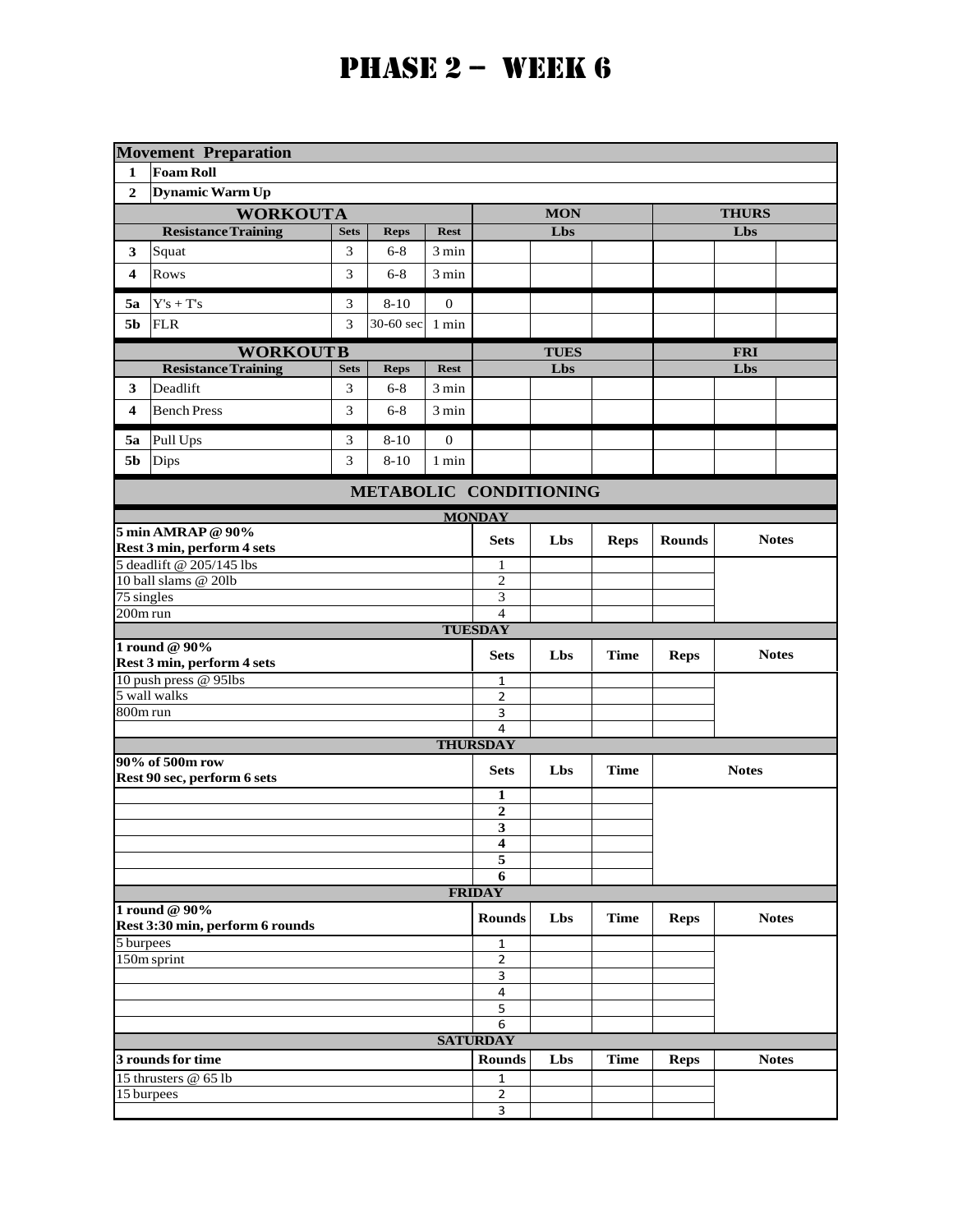# PHASE 2 – WEEK 6

| Movement Preparation | | | | | | | | | | |
|---|---|---|---|---|---|---|---|---|---|---|
| 1 | Foam Roll | | | | | | | | | |
| 2 | Dynamic Warm Up | | | | | | | | | |

| WORKOUT A | | | | | MON | | | THURS | | |
|---|---|---|---|---|---|---|---|---|---|---|
| | Resistance Training | Sets | Reps | Rest | Lbs | | | Lbs | | |
| 3 | Squat | 3 | 6-8 | 3 min | | | | | | |
| 4 | Rows | 3 | 6-8 | 3 min | | | | | | |
| 5a | Y's + T's | 3 | 8-10 | 0 | | | | | | |
| 5b | FLR | 3 | 30-60 sec | 1 min | | | | | | |

| WORKOUT B | | | | | TUES | | | FRI | | |
|---|---|---|---|---|---|---|---|---|---|---|
| | Resistance Training | Sets | Reps | Rest | Lbs | | | Lbs | | |
| 3 | Deadlift | 3 | 6-8 | 3 min | | | | | | |
| 4 | Bench Press | 3 | 6-8 | 3 min | | | | | | |
| 5a | Pull Ups | 3 | 8-10 | 0 | | | | | | |
| 5b | Dips | 3 | 8-10 | 1 min | | | | | | |

## METABOLIC CONDITIONING

**MONDAY**

| 5 min AMRAP @ 90% Rest 3 min, perform 4 sets | Sets | Lbs | Reps | Rounds | Notes |
|---|---|---|---|---|---|
| 5 deadlift @ 205/145 lbs | 1 | | | | |
| 10 ball slams @ 20lb | 2 | | | | |
| 75 singles | 3 | | | | |
| 200m run | 4 | | | | |

**TUESDAY**

| 1 round @ 90% Rest 3 min, perform 4 sets | Sets | Lbs | Time | Reps | Notes |
|---|---|---|---|---|---|
| 10 push press @ 95lbs | 1 | | | | |
| 5 wall walks | 2 | | | | |
| 800m run | 3 | | | | |
| | 4 | | | | |

**THURSDAY**

| 90% of 500m row Rest 90 sec, perform 6 sets | Sets | Lbs | Time | Notes |
|---|---|---|---|---|
| | 1 | | | |
| | 2 | | | |
| | 3 | | | |
| | 4 | | | |
| | 5 | | | |
| | 6 | | | |

**FRIDAY**

| 1 round @ 90% Rest 3:30 min, perform 6 rounds | Rounds | Lbs | Time | Reps | Notes |
|---|---|---|---|---|---|
| 5 burpees | 1 | | | | |
| 150m sprint | 2 | | | | |
| | 3 | | | | |
| | 4 | | | | |
| | 5 | | | | |
| | 6 | | | | |

**SATURDAY**

| 3 rounds for time | Rounds | Lbs | Time | Reps | Notes |
|---|---|---|---|---|---|
| 15 thrusters @ 65 lb | 1 | | | | |
| 15 burpees | 2 | | | | |
| | 3 | | | | |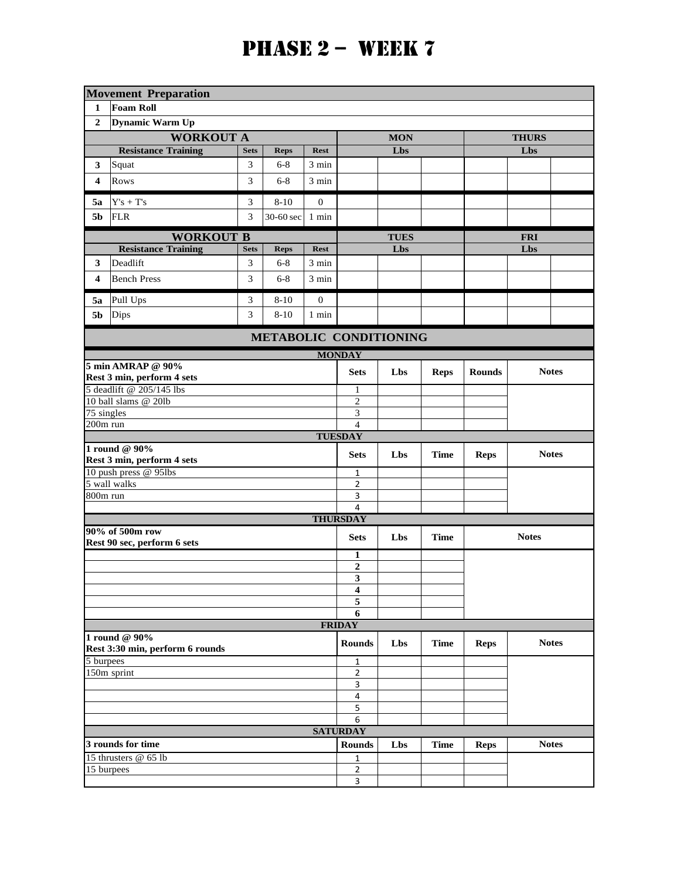# PHASE 2 – WEEK 7

| | **Movement Preparation** | | | | | | | | | |
|---|---|---|---|---|---|---|---|---|---|---|
| **1** | **Foam Roll** | | | | | | | | | |
| **2** | **Dynamic Warm Up** | | | | | | | | | |

| | **WORKOUT A** | | | | **MON** | | | **THURS** | | |
|---|---|---|---|---|---|---|---|---|---|---|
| | **Resistance Training** | **Sets** | **Reps** | **Rest** | | **Lbs** | | | **Lbs** | |
| **3** | Squat | 3 | 6-8 | 3 min | | | | | | |
| **4** | Rows | 3 | 6-8 | 3 min | | | | | | |
| **5a** | Y's + T's | 3 | 8-10 | 0 | | | | | | |
| **5b** | FLR | 3 | 30-60 sec | 1 min | | | | | | |

| | **WORKOUT B** | | | | **TUES** | | | **FRI** | | |
|---|---|---|---|---|---|---|---|---|---|---|
| | **Resistance Training** | **Sets** | **Reps** | **Rest** | | **Lbs** | | | **Lbs** | |
| **3** | Deadlift | 3 | 6-8 | 3 min | | | | | | |
| **4** | Bench Press | 3 | 6-8 | 3 min | | | | | | |
| **5a** | Pull Ups | 3 | 8-10 | 0 | | | | | | |
| **5b** | Dips | 3 | 8-10 | 1 min | | | | | | |

## METABOLIC CONDITIONING

### MONDAY

| **5 min AMRAP @ 90%**<br>**Rest 3 min, perform 4 sets** | **Sets** | **Lbs** | **Reps** | **Rounds** | **Notes** |
|---|---|---|---|---|---|
| 5 deadlift @ 205/145 lbs | 1 | | | | |
| 10 ball slams @ 20lb | 2 | | | | |
| 75 singles | 3 | | | | |
| 200m run | 4 | | | | |

### TUESDAY

| **1 round @ 90%**<br>**Rest 3 min, perform 4 sets** | **Sets** | **Lbs** | **Time** | **Reps** | **Notes** |
|---|---|---|---|---|---|
| 10 push press @ 95lbs | 1 | | | | |
| 5 wall walks | 2 | | | | |
| 800m run | 3 | | | | |
| | 4 | | | | |

### THURSDAY

| **90% of 500m row**<br>**Rest 90 sec, perform 6 sets** | **Sets** | **Lbs** | **Time** | **Notes** |
|---|---|---|---|---|
| | **1** | | | |
| | **2** | | | |
| | **3** | | | |
| | **4** | | | |
| | **5** | | | |
| | **6** | | | |

### FRIDAY

| **1 round @ 90%**<br>**Rest 3:30 min, perform 6 rounds** | **Rounds** | **Lbs** | **Time** | **Reps** | **Notes** |
|---|---|---|---|---|---|
| 5 burpees | 1 | | | | |
| 150m sprint | 2 | | | | |
| | 3 | | | | |
| | 4 | | | | |
| | 5 | | | | |
| | 6 | | | | |

### SATURDAY

| **3 rounds for time** | **Rounds** | **Lbs** | **Time** | **Reps** | **Notes** |
|---|---|---|---|---|---|
| 15 thrusters @ 65 lb | 1 | | | | |
| 15 burpees | 2 | | | | |
| | 3 | | | | |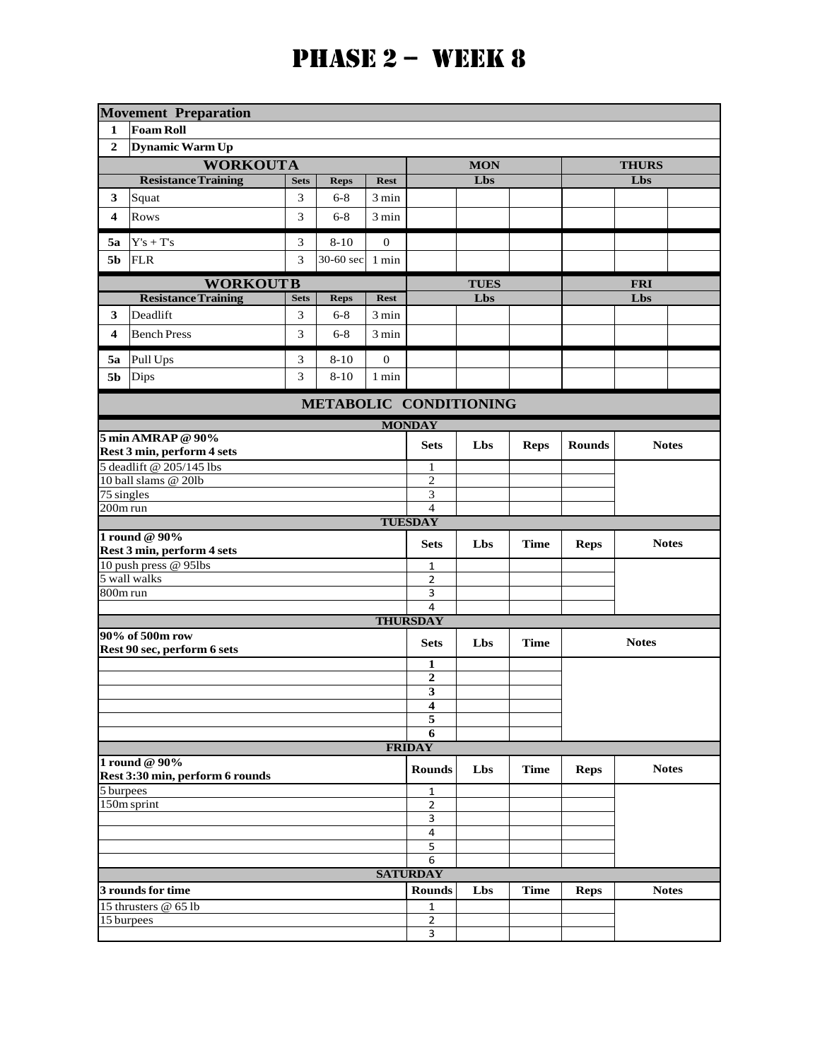# PHASE 2 – WEEK 8

| **Movement Preparation** | | | | | | | | | | |
|---|---|---|---|---|---|---|---|---|---|---|
| **1** | **Foam Roll** | | | | | | | | | |
| **2** | **Dynamic Warm Up** | | | | | | | | | |
| **WORKOUT A** | | | | | **MON** | | | **THURS** | | |
| | **Resistance Training** | **Sets** | **Reps** | **Rest** | **Lbs** | | | **Lbs** | | |
| **3** | Squat | 3 | 6-8 | 3 min | | | | | | |
| **4** | Rows | 3 | 6-8 | 3 min | | | | | | |
| **5a** | Y's + T's | 3 | 8-10 | 0 | | | | | | |
| **5b** | FLR | 3 | 30-60 sec | 1 min | | | | | | |
| **WORKOUT B** | | | | | **TUES** | | | **FRI** | | |
| | **Resistance Training** | **Sets** | **Reps** | **Rest** | **Lbs** | | | **Lbs** | | |
| **3** | Deadlift | 3 | 6-8 | 3 min | | | | | | |
| **4** | Bench Press | 3 | 6-8 | 3 min | | | | | | |
| **5a** | Pull Ups | 3 | 8-10 | 0 | | | | | | |
| **5b** | Dips | 3 | 8-10 | 1 min | | | | | | |

## METABOLIC CONDITIONING

### MONDAY

| **5 min AMRAP @ 90%** **Rest 3 min, perform 4 sets** | **Sets** | **Lbs** | **Reps** | **Rounds** | **Notes** |
|---|---|---|---|---|---|
| 5 deadlift @ 205/145 lbs | 1 | | | | |
| 10 ball slams @ 20lb | 2 | | | | |
| 75 singles | 3 | | | | |
| 200m run | 4 | | | | |

### TUESDAY

| **1 round @ 90%** **Rest 3 min, perform 4 sets** | **Sets** | **Lbs** | **Time** | **Reps** | **Notes** |
|---|---|---|---|---|---|
| 10 push press @ 95lbs | 1 | | | | |
| 5 wall walks | 2 | | | | |
| 800m run | 3 | | | | |
| | 4 | | | | |

### THURSDAY

| **90% of 500m row** **Rest 90 sec, perform 6 sets** | **Sets** | **Lbs** | **Time** | **Notes** |
|---|---|---|---|---|
| | **1** | | | |
| | **2** | | | |
| | **3** | | | |
| | **4** | | | |
| | **5** | | | |
| | **6** | | | |

### FRIDAY

| **1 round @ 90%** **Rest 3:30 min, perform 6 rounds** | **Rounds** | **Lbs** | **Time** | **Reps** | **Notes** |
|---|---|---|---|---|---|
| 5 burpees | 1 | | | | |
| 150m sprint | 2 | | | | |
| | 3 | | | | |
| | 4 | | | | |
| | 5 | | | | |
| | 6 | | | | |

### SATURDAY

| **3 rounds for time** | **Rounds** | **Lbs** | **Time** | **Reps** | **Notes** |
|---|---|---|---|---|---|
| 15 thrusters @ 65 lb | 1 | | | | |
| 15 burpees | 2 | | | | |
| | 3 | | | | |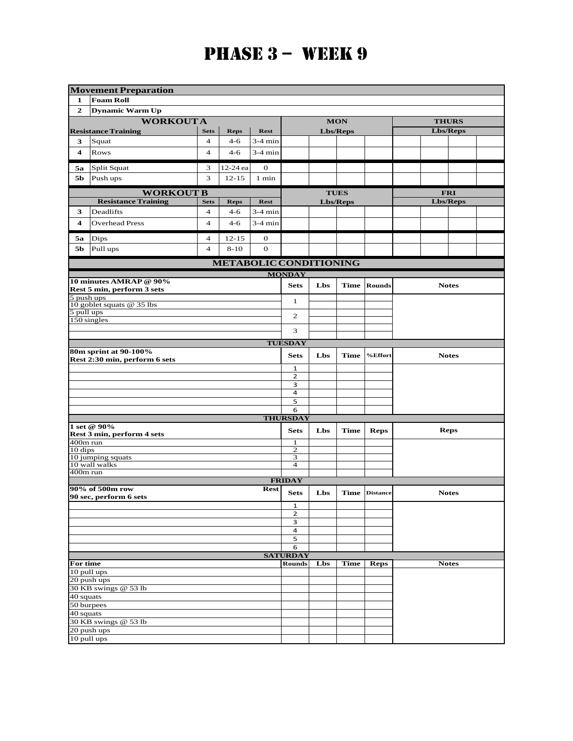# PHASE 3 – WEEK 9

**Movement Preparation**

1. **Foam Roll**
2. **Dynamic Warm Up**

| WORKOUT A | | | | | MON | | | | THURS | | | |
|---|---|---|---|---|---|---|---|---|---|---|---|---|
| Resistance Training | | Sets | Reps | Rest | Lbs/Reps | | | | Lbs/Reps | | | |
| 3 | Squat | 4 | 4-6 | 3-4 min | | | | | | | | |
| 4 | Rows | 4 | 4-6 | 3-4 min | | | | | | | | |
| 5a | Split Squat | 3 | 12-24 ea | 0 | | | | | | | | |
| 5b | Push ups | 3 | 12-15 | 1 min | | | | | | | | |

| WORKOUT B | | | | | TUES | | | | FRI | | | |
|---|---|---|---|---|---|---|---|---|---|---|---|---|
| Resistance Training | | Sets | Reps | Rest | Lbs/Reps | | | | Lbs/Reps | | | |
| 3 | Deadlifts | 4 | 4-6 | 3-4 min | | | | | | | | |
| 4 | Overhead Press | 4 | 4-6 | 3-4 min | | | | | | | | |
| 5a | Dips | 4 | 12-15 | 0 | | | | | | | | |
| 5b | Pull ups | 4 | 8-10 | 0 | | | | | | | | |

## METABOLIC CONDITIONING

### MONDAY

| 10 minutes AMRAP @ 90%<br>Rest 5 min, perform 3 sets | Sets | Lbs | Time | Rounds | Notes |
|---|---|---|---|---|---|
| 5 push ups<br>10 goblet squats @ 35 lbs | 1 | | | | |
| 5 pull ups<br>150 singles | 2 | | | | |
| | 3 | | | | |

### TUESDAY

| 80m sprint at 90-100%<br>Rest 2:30 min, perform 6 sets | Sets | Lbs | Time | %Effort | Notes |
|---|---|---|---|---|---|
| | 1 | | | | |
| | 2 | | | | |
| | 3 | | | | |
| | 4 | | | | |
| | 5 | | | | |
| | 6 | | | | |

### THURSDAY

| 1 set @ 90%<br>Rest 3 min, perform 4 sets | Sets | Lbs | Time | Reps | Reps |
|---|---|---|---|---|---|
| 400m run | 1 | | | | |
| 10 dips | 2 | | | | |
| 10 jumping squats | 3 | | | | |
| 10 wall walks | 4 | | | | |
| 400m run | | | | | |

### FRIDAY

| 90% of 500m row<br>90 sec, perform 6 sets | Rest | Sets | Lbs | Time | Distance | Notes |
|---|---|---|---|---|---|---|
| | | 1 | | | | |
| | | 2 | | | | |
| | | 3 | | | | |
| | | 4 | | | | |
| | | 5 | | | | |
| | | 6 | | | | |

### SATURDAY

| For time | Rounds | Lbs | Time | Reps | Notes |
|---|---|---|---|---|---|
| 10 pull ups | | | | | |
| 20 push ups | | | | | |
| 30 KB swings @ 53 lb | | | | | |
| 40 squats | | | | | |
| 50 burpees | | | | | |
| 40 squats | | | | | |
| 30 KB swings @ 53 lb | | | | | |
| 20 push ups | | | | | |
| 10 pull ups | | | | | |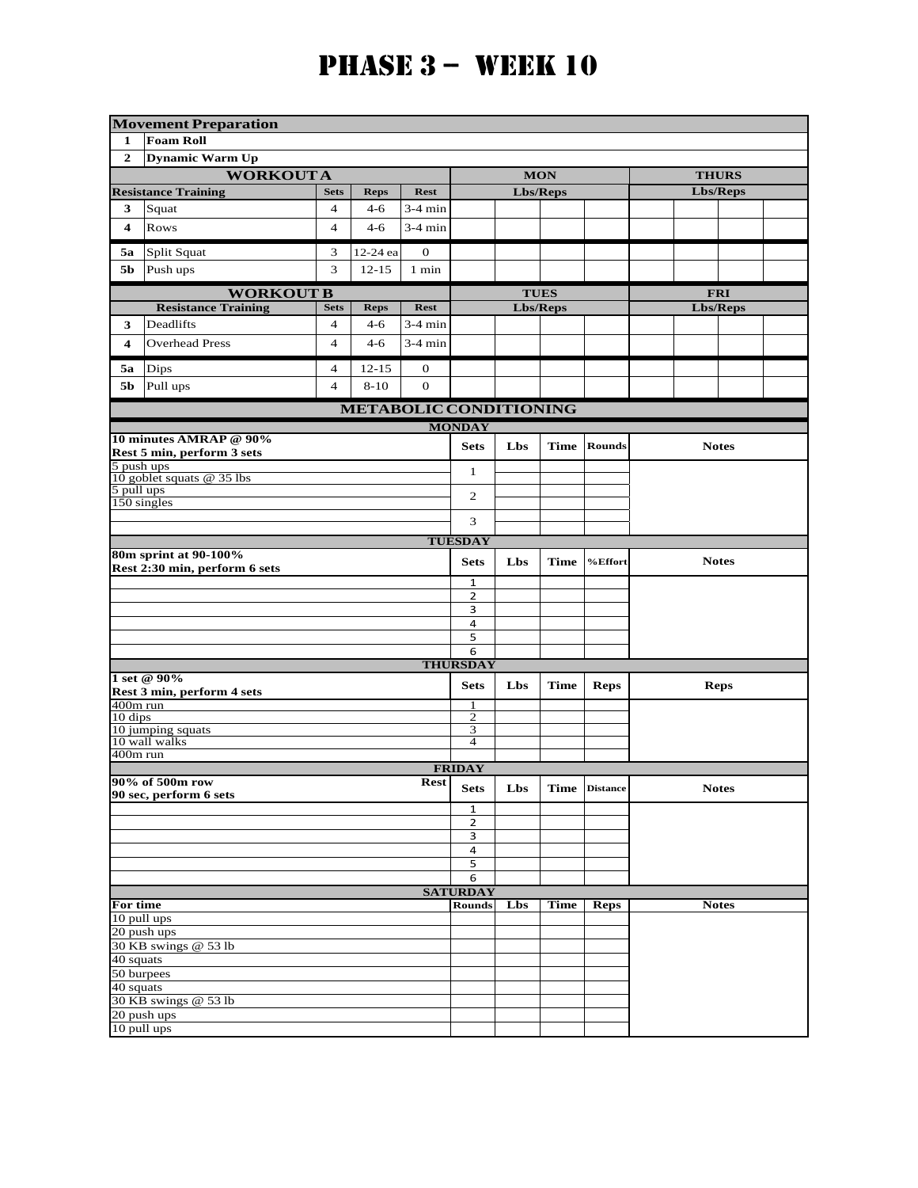# PHASE 3 – WEEK 10

| Movement Preparation | | | | | | | | | | | | |
|---|---|---|---|---|---|---|---|---|---|---|---|---|
| 1 | Foam Roll | | | | | | | | | | | |
| 2 | Dynamic Warm Up | | | | | | | | | | | |

| WORKOUT A | | | | | MON | | | | THURS | | | |
|---|---|---|---|---|---|---|---|---|---|---|---|---|
| Resistance Training | | Sets | Reps | Rest | Lbs/Reps | | | | Lbs/Reps | | | |
| 3 | Squat | 4 | 4-6 | 3-4 min | | | | | | | | |
| 4 | Rows | 4 | 4-6 | 3-4 min | | | | | | | | |
| 5a | Split Squat | 3 | 12-24 ea | 0 | | | | | | | | |
| 5b | Push ups | 3 | 12-15 | 1 min | | | | | | | | |

| WORKOUT B | | | | | TUES | | | | FRI | | | |
|---|---|---|---|---|---|---|---|---|---|---|---|---|
| Resistance Training | | Sets | Reps | Rest | Lbs/Reps | | | | Lbs/Reps | | | |
| 3 | Deadlifts | 4 | 4-6 | 3-4 min | | | | | | | | |
| 4 | Overhead Press | 4 | 4-6 | 3-4 min | | | | | | | | |
| 5a | Dips | 4 | 12-15 | 0 | | | | | | | | |
| 5b | Pull ups | 4 | 8-10 | 0 | | | | | | | | |

## METABOLIC CONDITIONING

### MONDAY

| 10 minutes AMRAP @ 90% Rest 5 min, perform 3 sets | Sets | Lbs | Time | Rounds | Notes |
|---|---|---|---|---|---|
| 5 push ups<br>10 goblet squats @ 35 lbs | 1 | | | | |
| 5 pull ups<br>150 singles | 2 | | | | |
| | 3 | | | | |

### TUESDAY

| 80m sprint at 90-100% Rest 2:30 min, perform 6 sets | Sets | Lbs | Time | %Effort | Notes |
|---|---|---|---|---|---|
| | 1 | | | | |
| | 2 | | | | |
| | 3 | | | | |
| | 4 | | | | |
| | 5 | | | | |
| | 6 | | | | |

### THURSDAY

| 1 set @ 90% Rest 3 min, perform 4 sets | Sets | Lbs | Time | Reps | Reps |
|---|---|---|---|---|---|
| 400m run | 1 | | | | |
| 10 dips | 2 | | | | |
| 10 jumping squats | 3 | | | | |
| 10 wall walks | 4 | | | | |
| 400m run | | | | | |

### FRIDAY

| 90% of 500m row Rest 90 sec, perform 6 sets | Sets | Lbs | Time | Distance | Notes |
|---|---|---|---|---|---|
| | 1 | | | | |
| | 2 | | | | |
| | 3 | | | | |
| | 4 | | | | |
| | 5 | | | | |
| | 6 | | | | |

### SATURDAY

| For time | Rounds | Lbs | Time | Reps | Notes |
|---|---|---|---|---|---|
| 10 pull ups | | | | | |
| 20 push ups | | | | | |
| 30 KB swings @ 53 lb | | | | | |
| 40 squats | | | | | |
| 50 burpees | | | | | |
| 40 squats | | | | | |
| 30 KB swings @ 53 lb | | | | | |
| 20 push ups | | | | | |
| 10 pull ups | | | | | |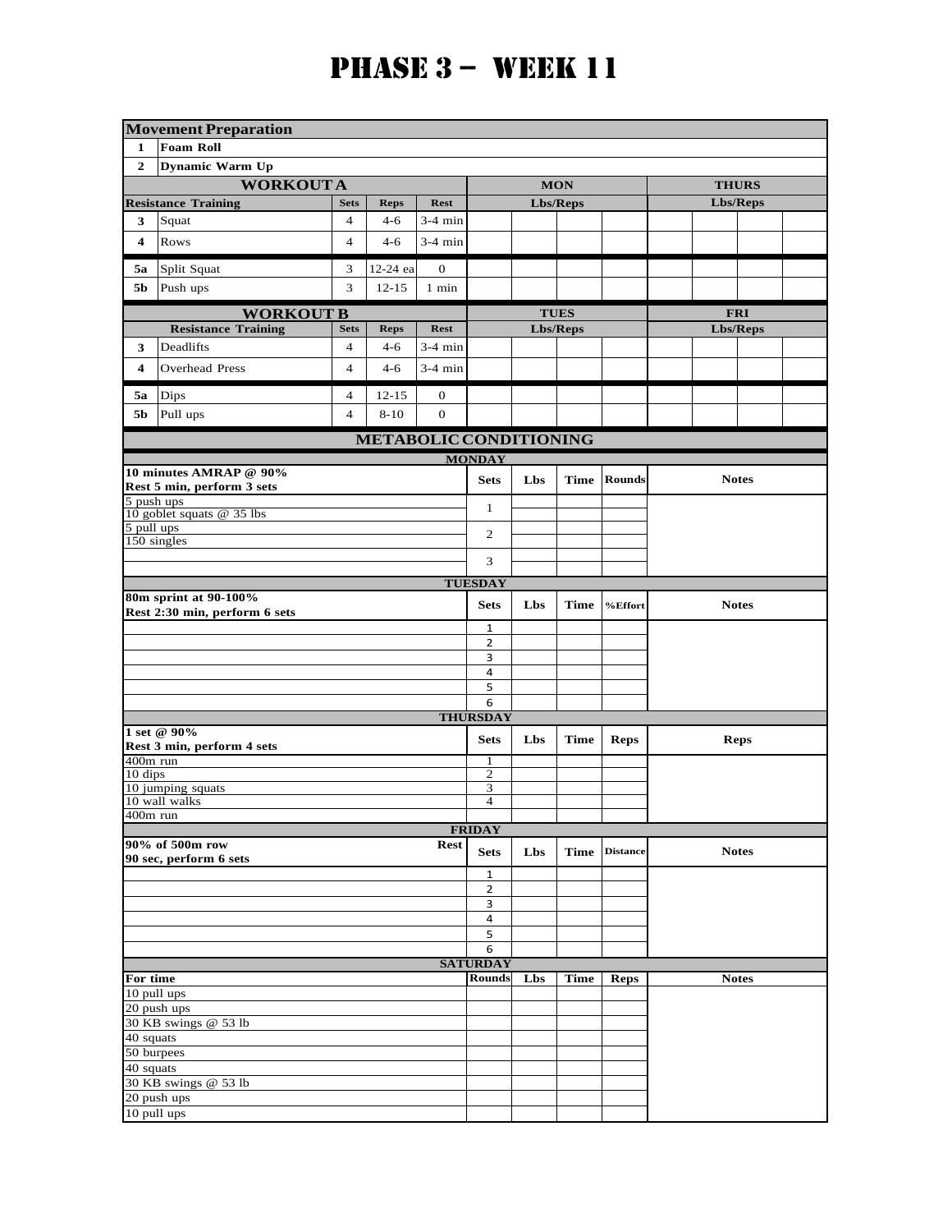# PHASE 3 – WEEK 11

| Movement Preparation | | | | | | | | | | | | |
|---|---|---|---|---|---|---|---|---|---|---|---|---|
| 1 | Foam Roll | | | | | | | | | | | |
| 2 | Dynamic Warm Up | | | | | | | | | | | |

| WORKOUT A | | | | | MON | | | | THURS | | | |
|---|---|---|---|---|---|---|---|---|---|---|---|---|
| Resistance Training | | Sets | Reps | Rest | Lbs/Reps | | | | Lbs/Reps | | | |
| 3 | Squat | 4 | 4-6 | 3-4 min | | | | | | | | |
| 4 | Rows | 4 | 4-6 | 3-4 min | | | | | | | | |
| 5a | Split Squat | 3 | 12-24 ea | 0 | | | | | | | | |
| 5b | Push ups | 3 | 12-15 | 1 min | | | | | | | | |

| WORKOUT B | | | | | TUES | | | | FRI | | | |
|---|---|---|---|---|---|---|---|---|---|---|---|---|
| Resistance Training | | Sets | Reps | Rest | Lbs/Reps | | | | Lbs/Reps | | | |
| 3 | Deadlifts | 4 | 4-6 | 3-4 min | | | | | | | | |
| 4 | Overhead Press | 4 | 4-6 | 3-4 min | | | | | | | | |
| 5a | Dips | 4 | 12-15 | 0 | | | | | | | | |
| 5b | Pull ups | 4 | 8-10 | 0 | | | | | | | | |

## METABOLIC CONDITIONING

### MONDAY

| 10 minutes AMRAP @ 90% Rest 5 min, perform 3 sets | Sets | Lbs | Time | Rounds | Notes |
|---|---|---|---|---|---|
| 5 push ups | 1 | | | | |
| 10 goblet squats @ 35 lbs | | | | | |
| 5 pull ups | 2 | | | | |
| 150 singles | | | | | |
| | 3 | | | | |
| | | | | | |

### TUESDAY

| 80m sprint at 90-100% Rest 2:30 min, perform 6 sets | Sets | Lbs | Time | %Effort | Notes |
|---|---|---|---|---|---|
| | 1 | | | | |
| | 2 | | | | |
| | 3 | | | | |
| | 4 | | | | |
| | 5 | | | | |
| | 6 | | | | |

### THURSDAY

| 1 set @ 90% Rest 3 min, perform 4 sets | Sets | Lbs | Time | Reps | Reps |
|---|---|---|---|---|---|
| 400m run | 1 | | | | |
| 10 dips | 2 | | | | |
| 10 jumping squats | 3 | | | | |
| 10 wall walks | 4 | | | | |
| 400m run | | | | | |

### FRIDAY

| 90% of 500m row Rest 90 sec, perform 6 sets | Sets | Lbs | Time | Distance | Notes |
|---|---|---|---|---|---|
| | 1 | | | | |
| | 2 | | | | |
| | 3 | | | | |
| | 4 | | | | |
| | 5 | | | | |
| | 6 | | | | |

### SATURDAY

| For time | Rounds | Lbs | Time | Reps | Notes |
|---|---|---|---|---|---|
| 10 pull ups | | | | | |
| 20 push ups | | | | | |
| 30 KB swings @ 53 lb | | | | | |
| 40 squats | | | | | |
| 50 burpees | | | | | |
| 40 squats | | | | | |
| 30 KB swings @ 53 lb | | | | | |
| 20 push ups | | | | | |
| 10 pull ups | | | | | |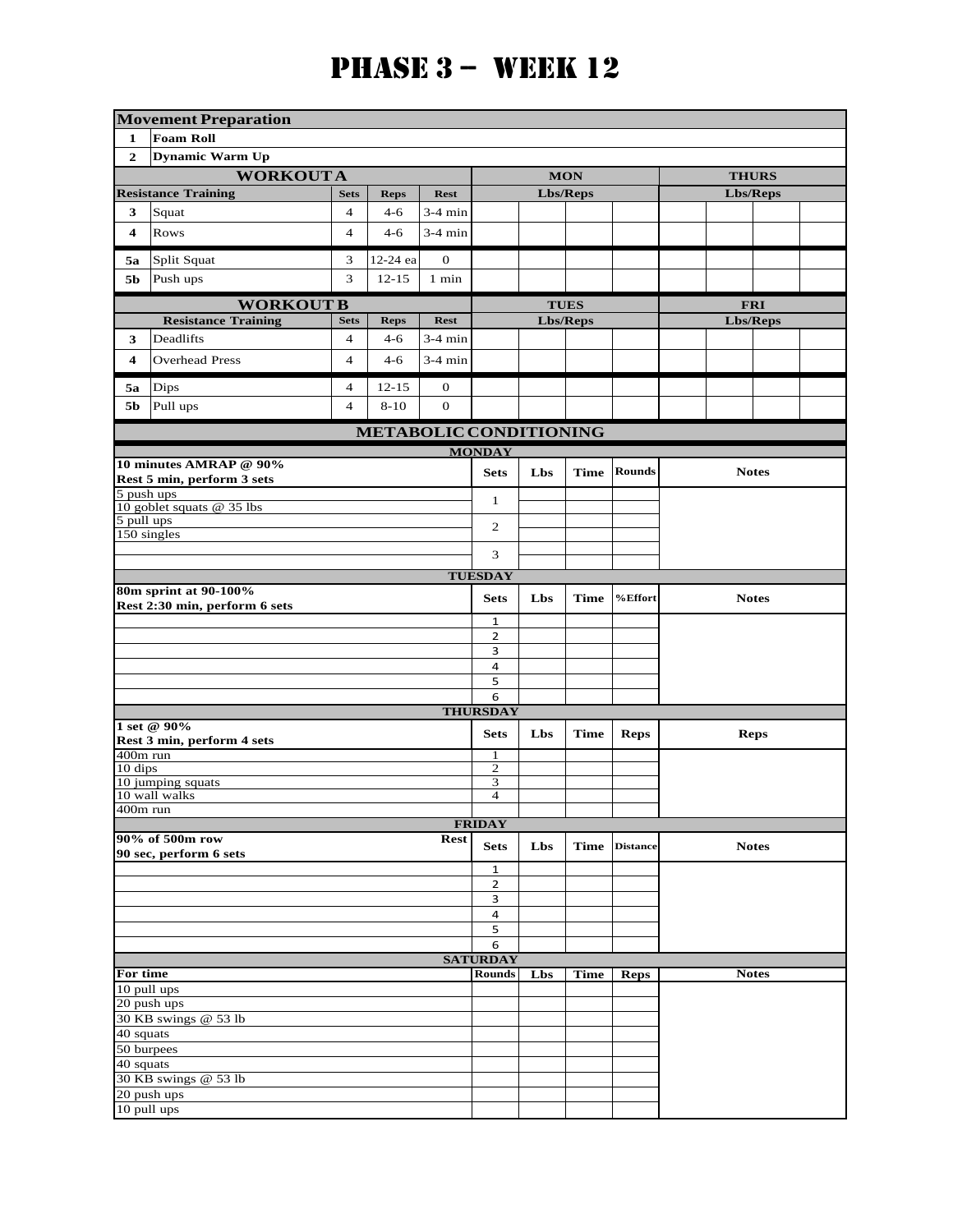# Phase 3 – Week 12

| Movement Preparation | | | | | | | | | | | | |
|---|---|---|---|---|---|---|---|---|---|---|---|---|
| 1 | Foam Roll | | | | | | | | | | | |
| 2 | Dynamic Warm Up | | | | | | | | | | | |

| WORKOUT A | | | | | MON | | | | THURS | | | |
|---|---|---|---|---|---|---|---|---|---|---|---|---|
| | Resistance Training | Sets | Reps | Rest | Lbs/Reps | | | | Lbs/Reps | | | |
| 3 | Squat | 4 | 4-6 | 3-4 min | | | | | | | | |
| 4 | Rows | 4 | 4-6 | 3-4 min | | | | | | | | |
| 5a | Split Squat | 3 | 12-24 ea | 0 | | | | | | | | |
| 5b | Push ups | 3 | 12-15 | 1 min | | | | | | | | |

| WORKOUT B | | | | | TUES | | | | FRI | | | |
|---|---|---|---|---|---|---|---|---|---|---|---|---|
| | Resistance Training | Sets | Reps | Rest | Lbs/Reps | | | | Lbs/Reps | | | |
| 3 | Deadlifts | 4 | 4-6 | 3-4 min | | | | | | | | |
| 4 | Overhead Press | 4 | 4-6 | 3-4 min | | | | | | | | |
| 5a | Dips | 4 | 12-15 | 0 | | | | | | | | |
| 5b | Pull ups | 4 | 8-10 | 0 | | | | | | | | |

## METABOLIC CONDITIONING

### MONDAY

| 10 minutes AMRAP @ 90% Rest 5 min, perform 3 sets | Sets | Lbs | Time | Rounds | Notes |
|---|---|---|---|---|---|
| 5 push ups | 1 | | | | |
| 10 goblet squats @ 35 lbs | | | | | |
| 5 pull ups | 2 | | | | |
| 150 singles | | | | | |
| | 3 | | | | |
| | | | | | |

### TUESDAY

| 80m sprint at 90-100% Rest 2:30 min, perform 6 sets | Sets | Lbs | Time | %Effort | Notes |
|---|---|---|---|---|---|
| | 1 | | | | |
| | 2 | | | | |
| | 3 | | | | |
| | 4 | | | | |
| | 5 | | | | |
| | 6 | | | | |

### THURSDAY

| 1 set @ 90% Rest 3 min, perform 4 sets | Sets | Lbs | Time | Reps | Reps |
|---|---|---|---|---|---|
| 400m run | 1 | | | | |
| 10 dips | 2 | | | | |
| 10 jumping squats | 3 | | | | |
| 10 wall walks | 4 | | | | |
| 400m run | | | | | |

### FRIDAY

| 90% of 500m row Rest 90 sec, perform 6 sets | Sets | Lbs | Time | Distance | Notes |
|---|---|---|---|---|---|
| | 1 | | | | |
| | 2 | | | | |
| | 3 | | | | |
| | 4 | | | | |
| | 5 | | | | |
| | 6 | | | | |

### SATURDAY

| For time | Rounds | Lbs | Time | Reps | Notes |
|---|---|---|---|---|---|
| 10 pull ups | | | | | |
| 20 push ups | | | | | |
| 30 KB swings @ 53 lb | | | | | |
| 40 squats | | | | | |
| 50 burpees | | | | | |
| 40 squats | | | | | |
| 30 KB swings @ 53 lb | | | | | |
| 20 push ups | | | | | |
| 10 pull ups | | | | | |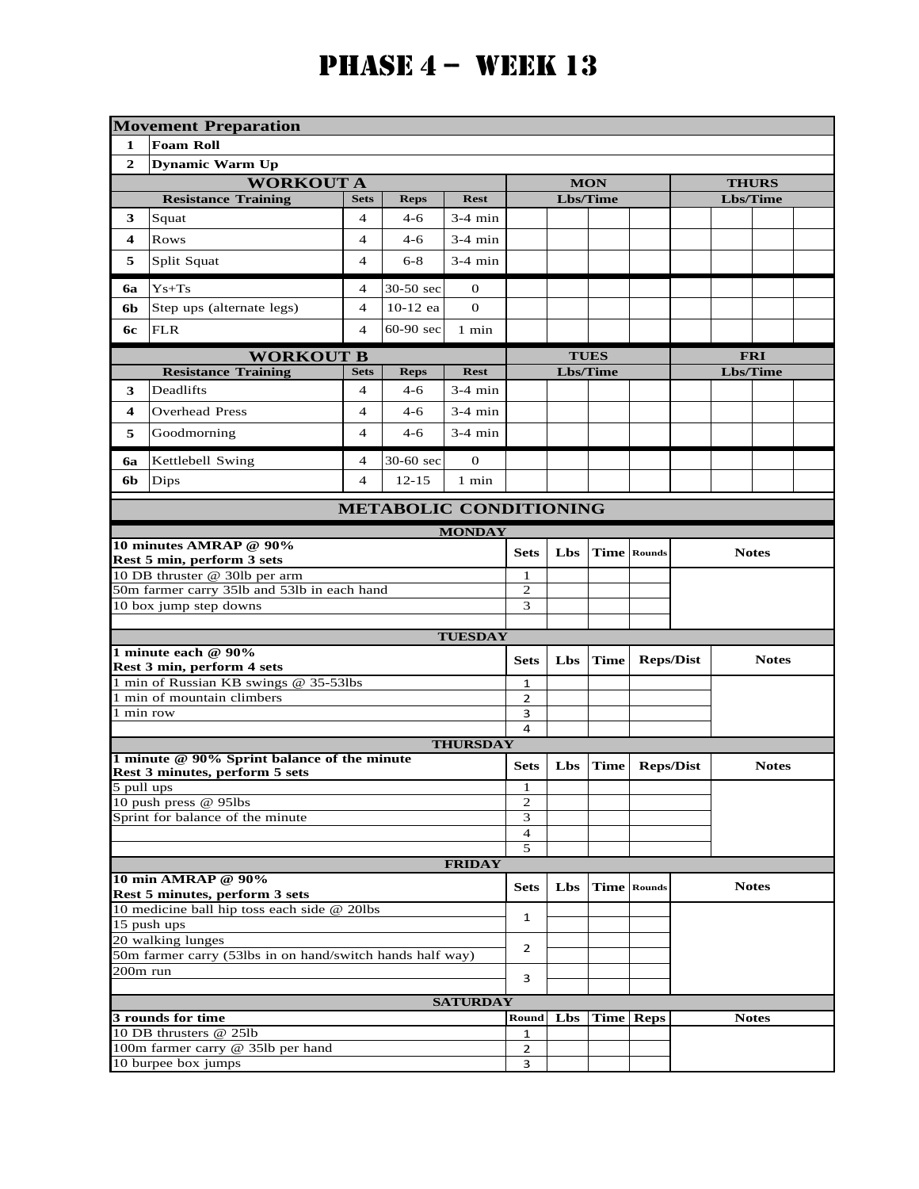# Phase 4 – Week 13

| | Movement Preparation | | | | | | | | | | | |
|---|---|---|---|---|---|---|---|---|---|---|---|---|
| 1 | Foam Roll | | | | | | | | | | | |
| 2 | Dynamic Warm Up | | | | | | | | | | | |

| | WORKOUT A | | | | MON | | | | THURS | | | |
|---|---|---|---|---|---|---|---|---|---|---|---|---|
| | Resistance Training | Sets | Reps | Rest | Lbs/Time | | | | Lbs/Time | | | |
| 3 | Squat | 4 | 4-6 | 3-4 min | | | | | | | | |
| 4 | Rows | 4 | 4-6 | 3-4 min | | | | | | | | |
| 5 | Split Squat | 4 | 6-8 | 3-4 min | | | | | | | | |
| 6a | Ys+Ts | 4 | 30-50 sec | 0 | | | | | | | | |
| 6b | Step ups (alternate legs) | 4 | 10-12 ea | 0 | | | | | | | | |
| 6c | FLR | 4 | 60-90 sec | 1 min | | | | | | | | |

| | WORKOUT B | | | | TUES | | | | FRI | | | |
|---|---|---|---|---|---|---|---|---|---|---|---|---|
| | Resistance Training | Sets | Reps | Rest | Lbs/Time | | | | Lbs/Time | | | |
| 3 | Deadlifts | 4 | 4-6 | 3-4 min | | | | | | | | |
| 4 | Overhead Press | 4 | 4-6 | 3-4 min | | | | | | | | |
| 5 | Goodmorning | 4 | 4-6 | 3-4 min | | | | | | | | |
| 6a | Kettlebell Swing | 4 | 30-60 sec | 0 | | | | | | | | |
| 6b | Dips | 4 | 12-15 | 1 min | | | | | | | | |

## METABOLIC CONDITIONING

### MONDAY

| 10 minutes AMRAP @ 90%<br>Rest 5 min, perform 3 sets | Sets | Lbs | Time | Rounds | Notes |
|---|---|---|---|---|---|
| 10 DB thruster @ 30lb per arm | 1 | | | | |
| 50m farmer carry 35lb and 53lb in each hand | 2 | | | | |
| 10 box jump step downs | 3 | | | | |

### TUESDAY

| 1 minute each @ 90%<br>Rest 3 min, perform 4 sets | Sets | Lbs | Time | Reps/Dist | Notes |
|---|---|---|---|---|---|
| 1 min of Russian KB swings @ 35-53lbs | 1 | | | | |
| 1 min of mountain climbers | 2 | | | | |
| 1 min row | 3 | | | | |
| | 4 | | | | |

### THURSDAY

| 1 minute @ 90% Sprint balance of the minute<br>Rest 3 minutes, perform 5 sets | Sets | Lbs | Time | Reps/Dist | Notes |
|---|---|---|---|---|---|
| 5 pull ups | 1 | | | | |
| 10 push press @ 95lbs | 2 | | | | |
| Sprint for balance of the minute | 3 | | | | |
| | 4 | | | | |
| | 5 | | | | |

### FRIDAY

| 10 min AMRAP @ 90%<br>Rest 5 minutes, perform 3 sets | Sets | Lbs | Time | Rounds | Notes |
|---|---|---|---|---|---|
| 10 medicine ball hip toss each side @ 20lbs | 1 | | | | |
| 15 push ups | | | | | |
| 20 walking lunges | 2 | | | | |
| 50m farmer carry (53lbs in on hand/switch hands half way) | | | | | |
| 200m run | 3 | | | | |
| | | | | | |

### SATURDAY

| 3 rounds for time | Round | Lbs | Time | Reps | Notes |
|---|---|---|---|---|---|
| 10 DB thrusters @ 25lb | 1 | | | | |
| 100m farmer carry @ 35lb per hand | 2 | | | | |
| 10 burpee box jumps | 3 | | | | |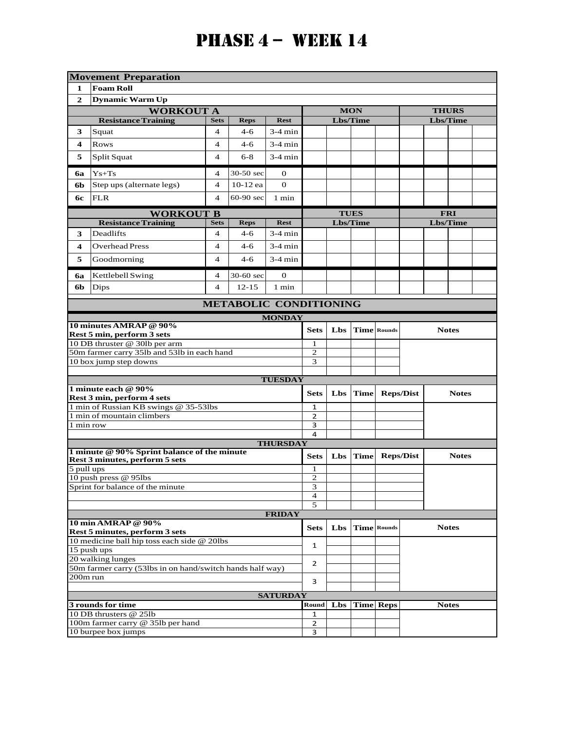# PHASE 4 – WEEK 14

| Movement Preparation | | | | | | | | | | | | |
|---|---|---|---|---|---|---|---|---|---|---|---|---|
| 1 | Foam Roll | | | | | | | | | | | |
| 2 | Dynamic Warm Up | | | | | | | | | | | |

| | WORKOUT A | | | | MON | | | | THURS | | | |
|---|---|---|---|---|---|---|---|---|---|---|---|---|
| | Resistance Training | Sets | Reps | Rest | Lbs/Time | | | | Lbs/Time | | | |
| 3 | Squat | 4 | 4-6 | 3-4 min | | | | | | | | |
| 4 | Rows | 4 | 4-6 | 3-4 min | | | | | | | | |
| 5 | Split Squat | 4 | 6-8 | 3-4 min | | | | | | | | |
| 6a | Ys+Ts | 4 | 30-50 sec | 0 | | | | | | | | |
| 6b | Step ups (alternate legs) | 4 | 10-12 ea | 0 | | | | | | | | |
| 6c | FLR | 4 | 60-90 sec | 1 min | | | | | | | | |

| | WORKOUT B | | | | TUES | | | | FRI | | | |
|---|---|---|---|---|---|---|---|---|---|---|---|---|
| | Resistance Training | Sets | Reps | Rest | Lbs/Time | | | | Lbs/Time | | | |
| 3 | Deadlifts | 4 | 4-6 | 3-4 min | | | | | | | | |
| 4 | Overhead Press | 4 | 4-6 | 3-4 min | | | | | | | | |
| 5 | Goodmorning | 4 | 4-6 | 3-4 min | | | | | | | | |
| 6a | Kettlebell Swing | 4 | 30-60 sec | 0 | | | | | | | | |
| 6b | Dips | 4 | 12-15 | 1 min | | | | | | | | |

## METABOLIC CONDITIONING

### MONDAY

| 10 minutes AMRAP @ 90% Rest 5 min, perform 3 sets | Sets | Lbs | Time | Rounds | Notes |
|---|---|---|---|---|---|
| 10 DB thruster @ 30lb per arm | 1 | | | | |
| 50m farmer carry 35lb and 53lb in each hand | 2 | | | | |
| 10 box jump step downs | 3 | | | | |
| | | | | | |

### TUESDAY

| 1 minute each @ 90% Rest 3 min, perform 4 sets | Sets | Lbs | Time | Reps/Dist | Notes |
|---|---|---|---|---|---|
| 1 min of Russian KB swings @ 35-53lbs | 1 | | | | |
| 1 min of mountain climbers | 2 | | | | |
| 1 min row | 3 | | | | |
| | 4 | | | | |

### THURSDAY

| 1 minute @ 90% Sprint balance of the minute Rest 3 minutes, perform 5 sets | Sets | Lbs | Time | Reps/Dist | Notes |
|---|---|---|---|---|---|
| 5 pull ups | 1 | | | | |
| 10 push press @ 95lbs | 2 | | | | |
| Sprint for balance of the minute | 3 | | | | |
| | 4 | | | | |
| | 5 | | | | |

### FRIDAY

| 10 min AMRAP @ 90% Rest 5 minutes, perform 3 sets | Sets | Lbs | Time | Rounds | Notes |
|---|---|---|---|---|---|
| 10 medicine ball hip toss each side @ 20lbs | 1 | | | | |
| 15 push ups | | | | | |
| 20 walking lunges | 2 | | | | |
| 50m farmer carry (53lbs in on hand/switch hands half way) | | | | | |
| 200m run | 3 | | | | |
| | | | | | |

### SATURDAY

| 3 rounds for time | Round | Lbs | Time | Reps | Notes |
|---|---|---|---|---|---|
| 10 DB thrusters @ 25lb | 1 | | | | |
| 100m farmer carry @ 35lb per hand | 2 | | | | |
| 10 burpee box jumps | 3 | | | | |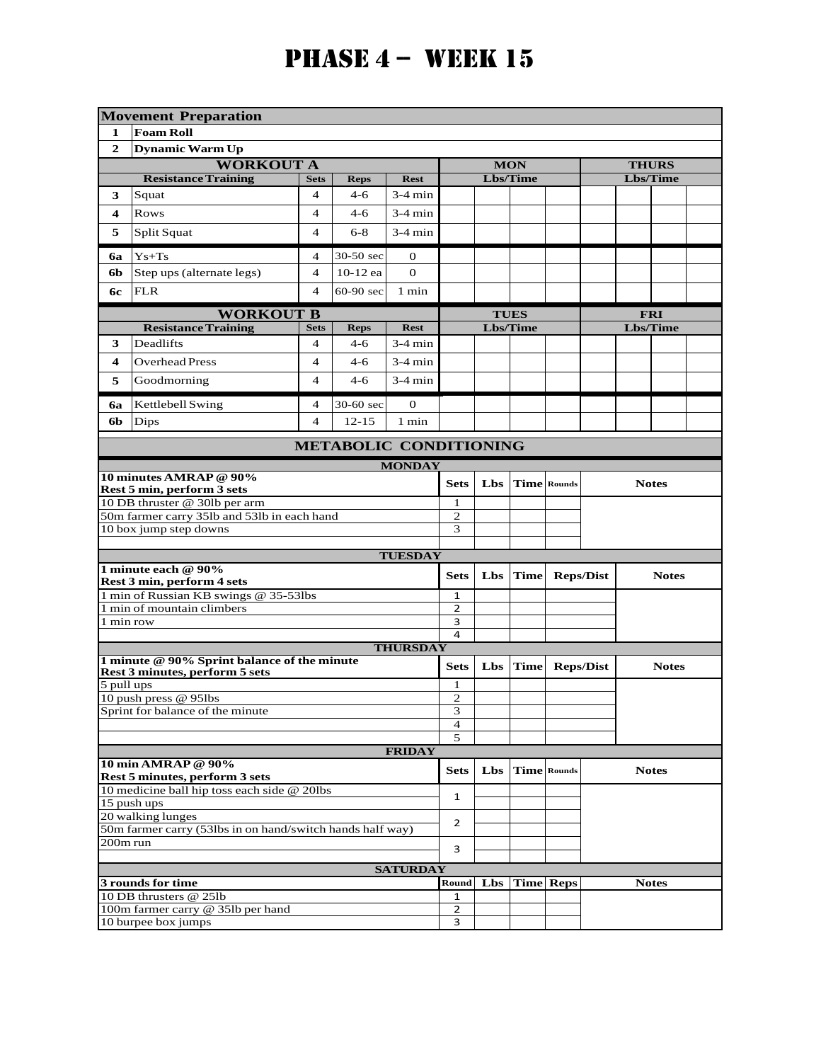# PHASE 4 – WEEK 15

| Movement Preparation | | | | | | | | | | | | |
|---|---|---|---|---|---|---|---|---|---|---|---|---|
| 1 | Foam Roll | | | | | | | | | | | |
| 2 | Dynamic Warm Up | | | | | | | | | | | |
| | **WORKOUT A** | | | | **MON** | | | | **THURS** | | | |
| | **Resistance Training** | **Sets** | **Reps** | **Rest** | **Lbs/Time** | | | | **Lbs/Time** | | | |
| 3 | Squat | 4 | 4-6 | 3-4 min | | | | | | | | |
| 4 | Rows | 4 | 4-6 | 3-4 min | | | | | | | | |
| 5 | Split Squat | 4 | 6-8 | 3-4 min | | | | | | | | |
| 6a | Ys+Ts | 4 | 30-50 sec | 0 | | | | | | | | |
| 6b | Step ups (alternate legs) | 4 | 10-12 ea | 0 | | | | | | | | |
| 6c | FLR | 4 | 60-90 sec | 1 min | | | | | | | | |
| | **WORKOUT B** | | | | **TUES** | | | | **FRI** | | | |
| | **Resistance Training** | **Sets** | **Reps** | **Rest** | **Lbs/Time** | | | | **Lbs/Time** | | | |
| 3 | Deadlifts | 4 | 4-6 | 3-4 min | | | | | | | | |
| 4 | Overhead Press | 4 | 4-6 | 3-4 min | | | | | | | | |
| 5 | Goodmorning | 4 | 4-6 | 3-4 min | | | | | | | | |
| 6a | Kettlebell Swing | 4 | 30-60 sec | 0 | | | | | | | | |
| 6b | Dips | 4 | 12-15 | 1 min | | | | | | | | |

## METABOLIC CONDITIONING

**MONDAY**

| 10 minutes AMRAP @ 90% Rest 5 min, perform 3 sets | Sets | Lbs | Time | Rounds | Notes |
|---|---|---|---|---|---|
| 10 DB thruster @ 30lb per arm | 1 | | | | |
| 50m farmer carry 35lb and 53lb in each hand | 2 | | | | |
| 10 box jump step downs | 3 | | | | |

**TUESDAY**

| 1 minute each @ 90% Rest 3 min, perform 4 sets | Sets | Lbs | Time | Reps/Dist | Notes |
|---|---|---|---|---|---|
| 1 min of Russian KB swings @ 35-53lbs | 1 | | | | |
| 1 min of mountain climbers | 2 | | | | |
| 1 min row | 3 | | | | |
| | 4 | | | | |

**THURSDAY**

| 1 minute @ 90% Sprint balance of the minute Rest 3 minutes, perform 5 sets | Sets | Lbs | Time | Reps/Dist | Notes |
|---|---|---|---|---|---|
| 5 pull ups | 1 | | | | |
| 10 push press @ 95lbs | 2 | | | | |
| Sprint for balance of the minute | 3 | | | | |
| | 4 | | | | |
| | 5 | | | | |

**FRIDAY**

| 10 min AMRAP @ 90% Rest 5 minutes, perform 3 sets | Sets | Lbs | Time | Rounds | Notes |
|---|---|---|---|---|---|
| 10 medicine ball hip toss each side @ 20lbs | 1 | | | | |
| 15 push ups | | | | | |
| 20 walking lunges | 2 | | | | |
| 50m farmer carry (53lbs in on hand/switch hands half way) | | | | | |
| 200m run | 3 | | | | |

**SATURDAY**

| 3 rounds for time | Round | Lbs | Time | Reps | Notes |
|---|---|---|---|---|---|
| 10 DB thrusters @ 25lb | 1 | | | | |
| 100m farmer carry @ 35lb per hand | 2 | | | | |
| 10 burpee box jumps | 3 | | | | |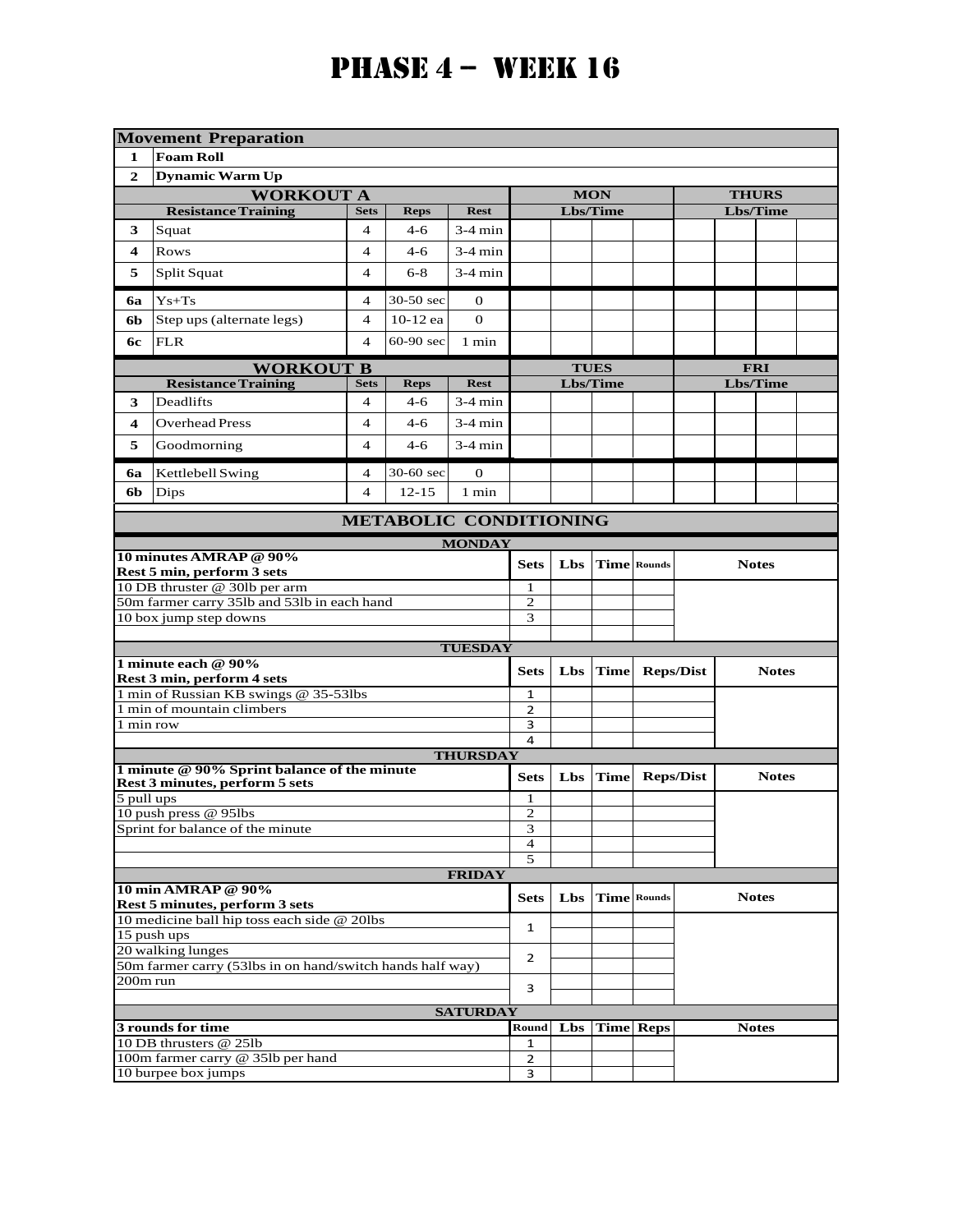# PHASE 4 – WEEK 16

| | Movement Preparation | | | | | | | | | | | |
|---|---|---|---|---|---|---|---|---|---|---|---|---|
| 1 | Foam Roll | | | | | | | | | | | |
| 2 | Dynamic Warm Up | | | | | | | | | | | |
| | **WORKOUT A** | | | | **MON** | | | | **THURS** | | | |
| | **Resistance Training** | **Sets** | **Reps** | **Rest** | **Lbs/Time** | | | | **Lbs/Time** | | | |
| 3 | Squat | 4 | 4-6 | 3-4 min | | | | | | | | |
| 4 | Rows | 4 | 4-6 | 3-4 min | | | | | | | | |
| 5 | Split Squat | 4 | 6-8 | 3-4 min | | | | | | | | |
| 6a | Ys+Ts | 4 | 30-50 sec | 0 | | | | | | | | |
| 6b | Step ups (alternate legs) | 4 | 10-12 ea | 0 | | | | | | | | |
| 6c | FLR | 4 | 60-90 sec | 1 min | | | | | | | | |
| | **WORKOUT B** | | | | **TUES** | | | | **FRI** | | | |
| | **Resistance Training** | **Sets** | **Reps** | **Rest** | **Lbs/Time** | | | | **Lbs/Time** | | | |
| 3 | Deadlifts | 4 | 4-6 | 3-4 min | | | | | | | | |
| 4 | Overhead Press | 4 | 4-6 | 3-4 min | | | | | | | | |
| 5 | Goodmorning | 4 | 4-6 | 3-4 min | | | | | | | | |
| 6a | Kettlebell Swing | 4 | 30-60 sec | 0 | | | | | | | | |
| 6b | Dips | 4 | 12-15 | 1 min | | | | | | | | |

## METABOLIC CONDITIONING

### MONDAY

| 10 minutes AMRAP @ 90% Rest 5 min, perform 3 sets | Sets | Lbs | Time | Rounds | Notes |
|---|---|---|---|---|---|
| 10 DB thruster @ 30lb per arm | 1 | | | | |
| 50m farmer carry 35lb and 53lb in each hand | 2 | | | | |
| 10 box jump step downs | 3 | | | | |

### TUESDAY

| 1 minute each @ 90% Rest 3 min, perform 4 sets | Sets | Lbs | Time | Reps/Dist | Notes |
|---|---|---|---|---|---|
| 1 min of Russian KB swings @ 35-53lbs | 1 | | | | |
| 1 min of mountain climbers | 2 | | | | |
| 1 min row | 3 | | | | |
| | 4 | | | | |

### THURSDAY

| 1 minute @ 90% Sprint balance of the minute Rest 3 minutes, perform 5 sets | Sets | Lbs | Time | Reps/Dist | Notes |
|---|---|---|---|---|---|
| 5 pull ups | 1 | | | | |
| 10 push press @ 95lbs | 2 | | | | |
| Sprint for balance of the minute | 3 | | | | |
| | 4 | | | | |
| | 5 | | | | |

### FRIDAY

| 10 min AMRAP @ 90% Rest 5 minutes, perform 3 sets | Sets | Lbs | Time | Rounds | Notes |
|---|---|---|---|---|---|
| 10 medicine ball hip toss each side @ 20lbs | 1 | | | | |
| 15 push ups | | | | | |
| 20 walking lunges | 2 | | | | |
| 50m farmer carry (53lbs in on hand/switch hands half way) | | | | | |
| 200m run | 3 | | | | |

### SATURDAY

| 3 rounds for time | Round | Lbs | Time | Reps | Notes |
|---|---|---|---|---|---|
| 10 DB thrusters @ 25lb | 1 | | | | |
| 100m farmer carry @ 35lb per hand | 2 | | | | |
| 10 burpee box jumps | 3 | | | | |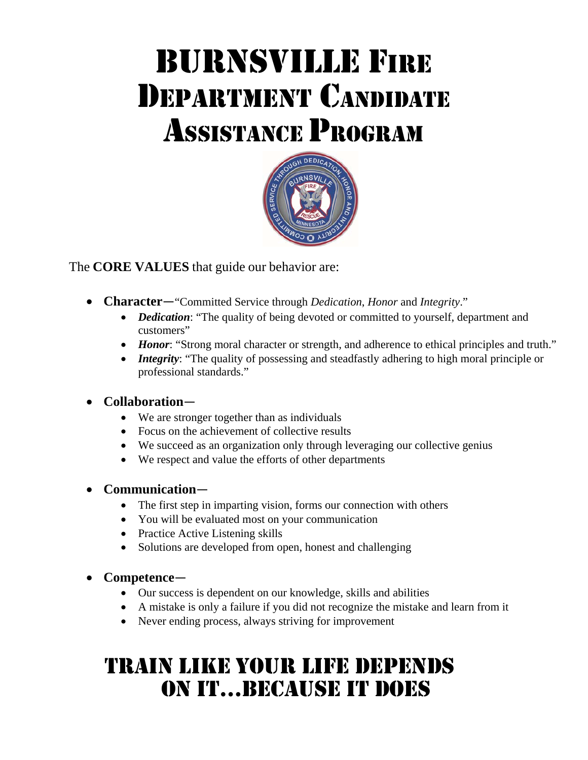# BURNSVILLE FIRE DEPARTMENT CANDIDATE ASSISTANCE PROGRAM

The **CORE VALUES** that guide our behavior are:

- **Character**—"Committed Service through *Dedication*, *Honor* and *Integrity*."
  - ***Dedication***: "The quality of being devoted or committed to yourself, department and customers"
  - ***Honor***: "Strong moral character or strength, and adherence to ethical principles and truth."
  - ***Integrity***: "The quality of possessing and steadfastly adhering to high moral principle or professional standards."

- **Collaboration**—
  - We are stronger together than as individuals
  - Focus on the achievement of collective results
  - We succeed as an organization only through leveraging our collective genius
  - We respect and value the efforts of other departments

- **Communication**—
  - The first step in imparting vision, forms our connection with others
  - You will be evaluated most on your communication
  - Practice Active Listening skills
  - Solutions are developed from open, honest and challenging

- **Competence**—
  - Our success is dependent on our knowledge, skills and abilities
  - A mistake is only a failure if you did not recognize the mistake and learn from it
  - Never ending process, always striving for improvement

# TRAIN LIKE YOUR LIFE DEPENDS ON IT…BECAUSE IT DOES